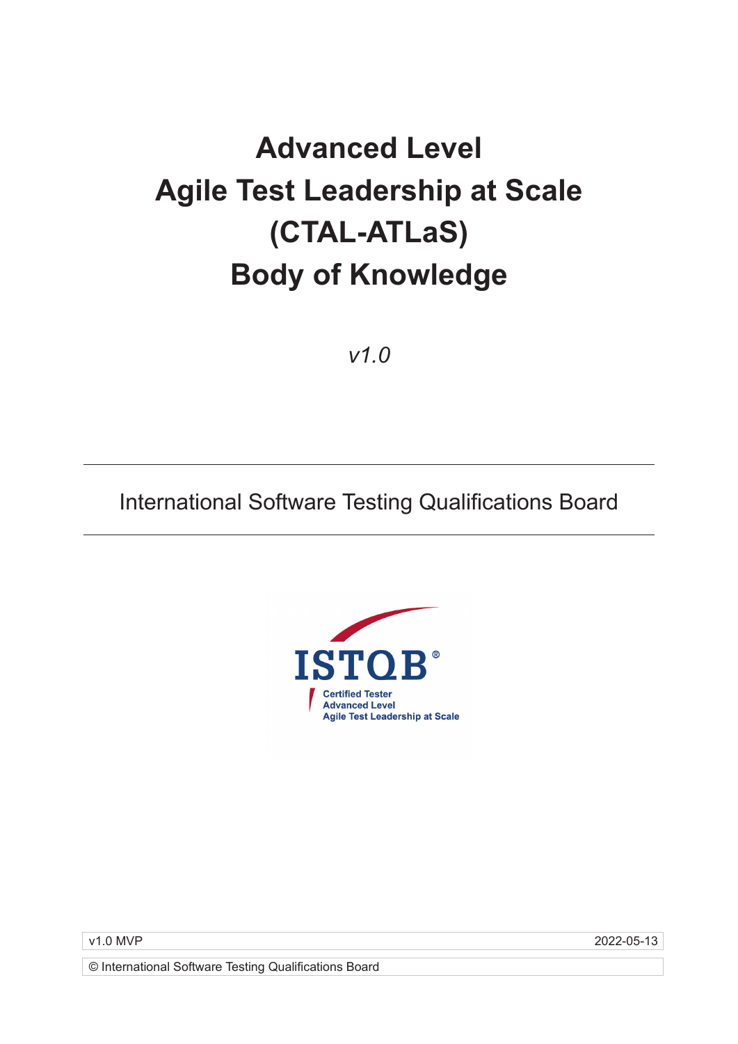# Advanced Level Agile Test Leadership at Scale (CTAL-ATLaS) Body of Knowledge

*v1.0*

International Software Testing Qualifications Board

ISTQB®
Certified Tester
Advanced Level
Agile Test Leadership at Scale

v1.0 MVP 2022-05-13

© International Software Testing Qualifications Board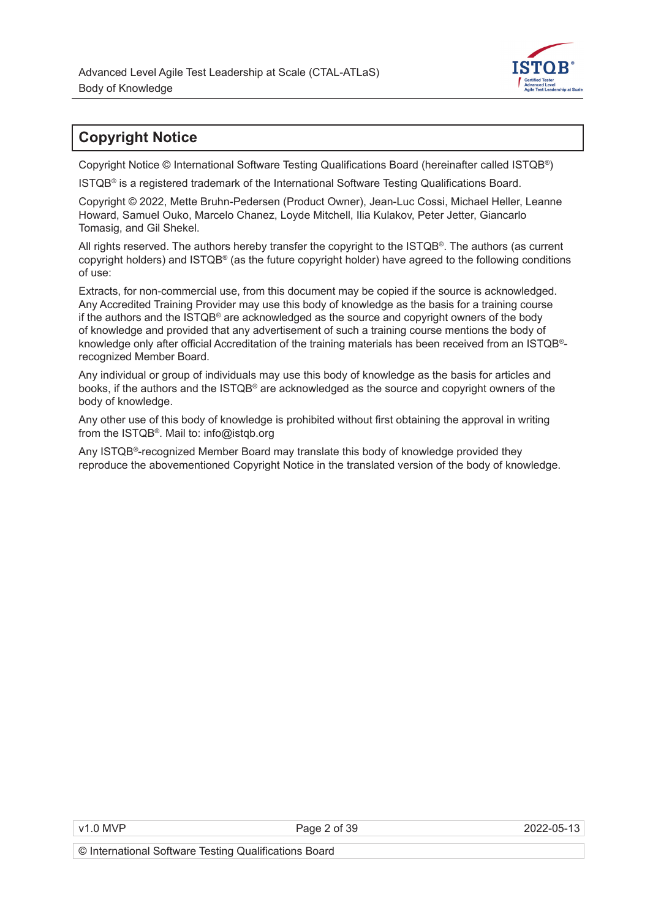# Copyright Notice

Copyright Notice © International Software Testing Qualifications Board (hereinafter called ISTQB®)

ISTQB® is a registered trademark of the International Software Testing Qualifications Board.

Copyright © 2022, Mette Bruhn-Pedersen (Product Owner), Jean-Luc Cossi, Michael Heller, Leanne Howard, Samuel Ouko, Marcelo Chanez, Loyde Mitchell, Ilia Kulakov, Peter Jetter, Giancarlo Tomasig, and Gil Shekel.

All rights reserved. The authors hereby transfer the copyright to the ISTQB®. The authors (as current copyright holders) and ISTQB® (as the future copyright holder) have agreed to the following conditions of use:

Extracts, for non-commercial use, from this document may be copied if the source is acknowledged. Any Accredited Training Provider may use this body of knowledge as the basis for a training course if the authors and the ISTQB® are acknowledged as the source and copyright owners of the body of knowledge and provided that any advertisement of such a training course mentions the body of knowledge only after official Accreditation of the training materials has been received from an ISTQB®-recognized Member Board.

Any individual or group of individuals may use this body of knowledge as the basis for articles and books, if the authors and the ISTQB® are acknowledged as the source and copyright owners of the body of knowledge.

Any other use of this body of knowledge is prohibited without first obtaining the approval in writing from the ISTQB®. Mail to: info@istqb.org

Any ISTQB®-recognized Member Board may translate this body of knowledge provided they reproduce the abovementioned Copyright Notice in the translated version of the body of knowledge.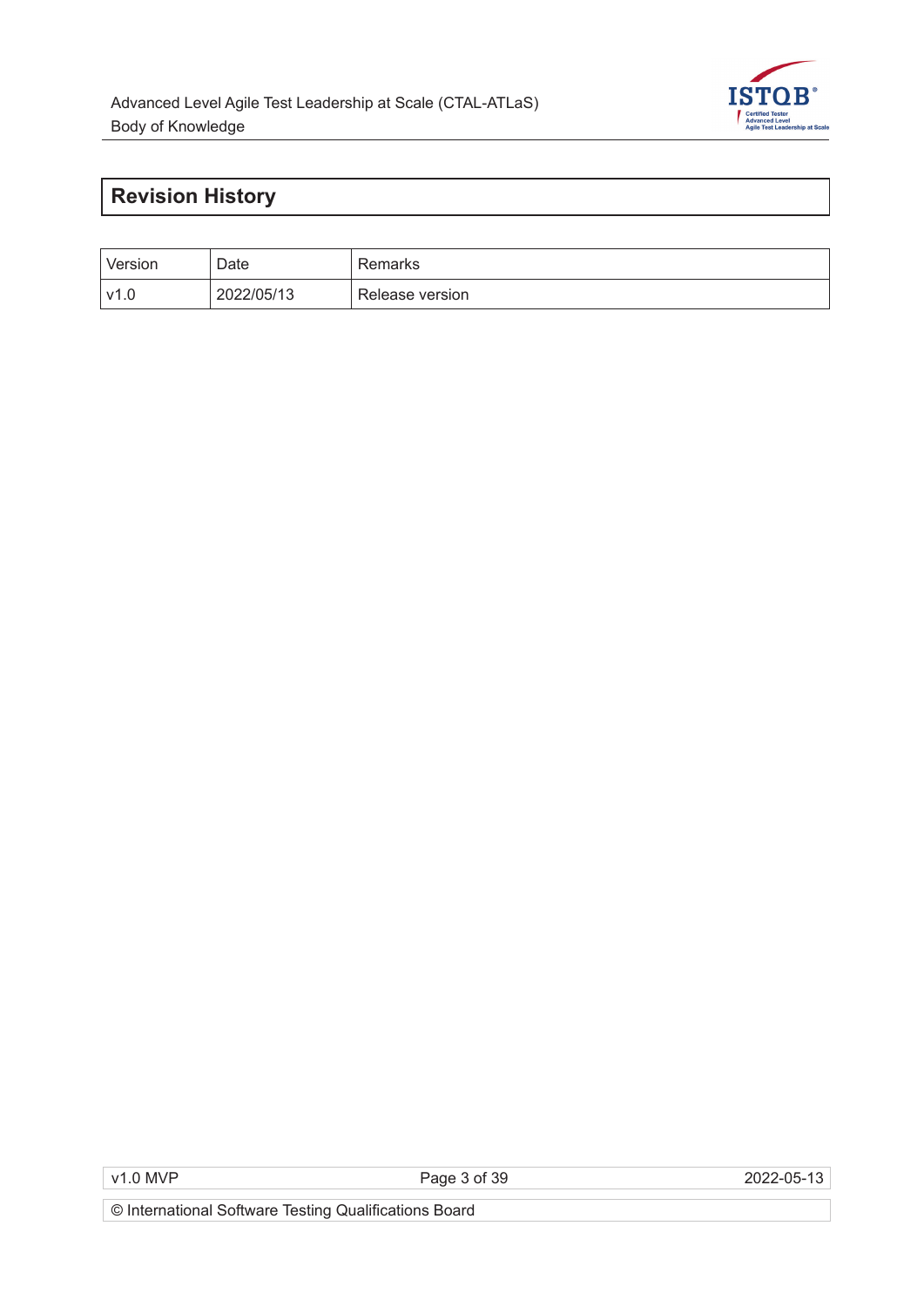# Revision History

| Version | Date | Remarks |
| --- | --- | --- |
| v1.0 | 2022/05/13 | Release version |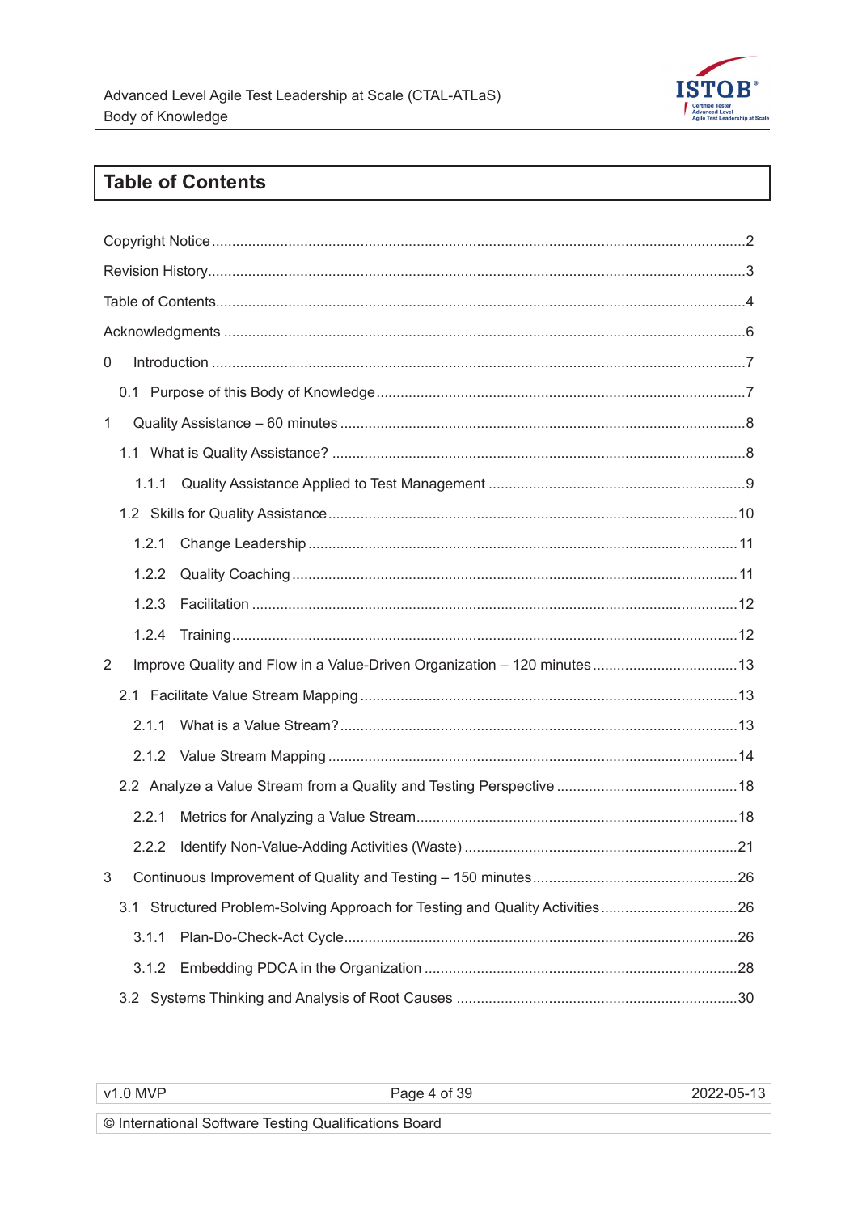# Table of Contents

Copyright Notice .....2

Revision History .....3

Table of Contents .....4

Acknowledgments .....6

0 Introduction .....7

- 0.1 Purpose of this Body of Knowledge .....7

1 Quality Assistance – 60 minutes .....8

- 1.1 What is Quality Assistance? .....8
  - 1.1.1 Quality Assistance Applied to Test Management .....9
- 1.2 Skills for Quality Assistance .....10
  - 1.2.1 Change Leadership .....11
  - 1.2.2 Quality Coaching .....11
  - 1.2.3 Facilitation .....12
  - 1.2.4 Training .....12

2 Improve Quality and Flow in a Value-Driven Organization – 120 minutes .....13

- 2.1 Facilitate Value Stream Mapping .....13
  - 2.1.1 What is a Value Stream? .....13
  - 2.1.2 Value Stream Mapping .....14
- 2.2 Analyze a Value Stream from a Quality and Testing Perspective .....18
  - 2.2.1 Metrics for Analyzing a Value Stream .....18
  - 2.2.2 Identify Non-Value-Adding Activities (Waste) .....21

3 Continuous Improvement of Quality and Testing – 150 minutes .....26

- 3.1 Structured Problem-Solving Approach for Testing and Quality Activities .....26
  - 3.1.1 Plan-Do-Check-Act Cycle .....26
  - 3.1.2 Embedding PDCA in the Organization .....28
- 3.2 Systems Thinking and Analysis of Root Causes .....30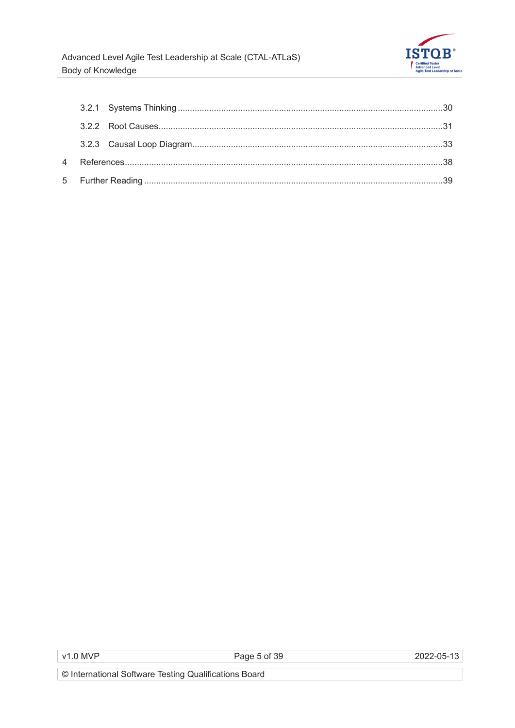3.2.1 Systems Thinking ............................................................................................................30

3.2.2 Root Causes....................................................................................................................31

3.2.3 Causal Loop Diagram......................................................................................................33

4 References..................................................................................................................................38

5 Further Reading ..........................................................................................................................39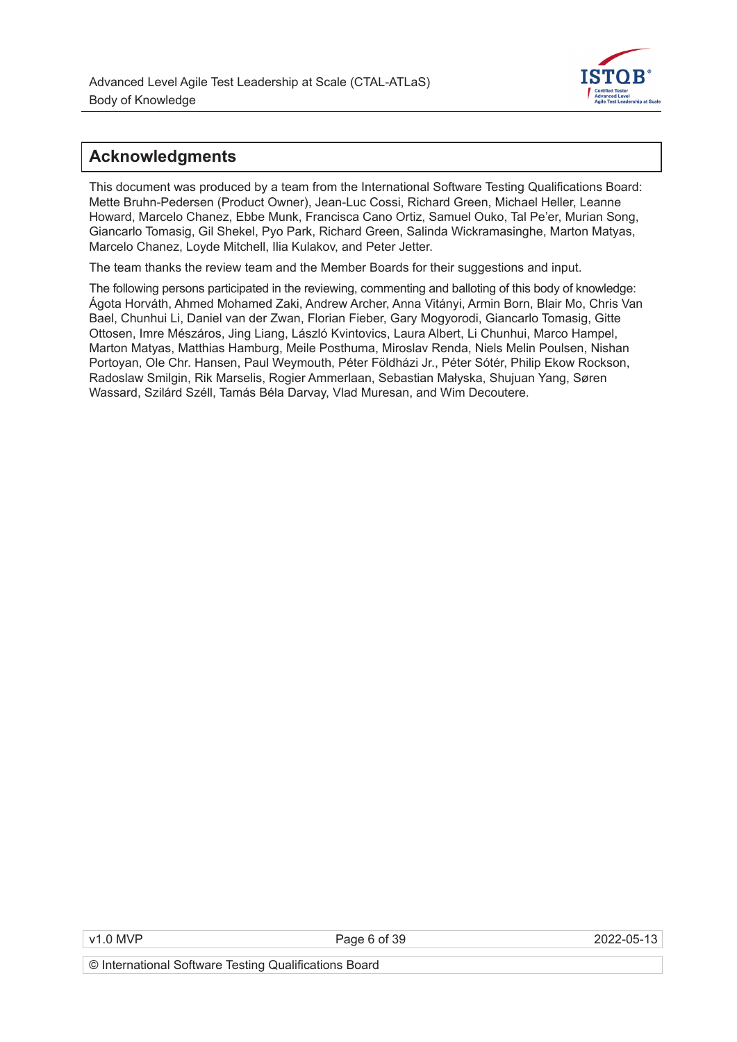## Acknowledgments

This document was produced by a team from the International Software Testing Qualifications Board: Mette Bruhn-Pedersen (Product Owner), Jean-Luc Cossi, Richard Green, Michael Heller, Leanne Howard, Marcelo Chanez, Ebbe Munk, Francisca Cano Ortiz, Samuel Ouko, Tal Pe'er, Murian Song, Giancarlo Tomasig, Gil Shekel, Pyo Park, Richard Green, Salinda Wickramasinghe, Marton Matyas, Marcelo Chanez, Loyde Mitchell, Ilia Kulakov, and Peter Jetter.

The team thanks the review team and the Member Boards for their suggestions and input.

The following persons participated in the reviewing, commenting and balloting of this body of knowledge: Ágota Horváth, Ahmed Mohamed Zaki, Andrew Archer, Anna Vitányi, Armin Born, Blair Mo, Chris Van Bael, Chunhui Li, Daniel van der Zwan, Florian Fieber, Gary Mogyorodi, Giancarlo Tomasig, Gitte Ottosen, Imre Mészáros, Jing Liang, László Kvintovics, Laura Albert, Li Chunhui, Marco Hampel, Marton Matyas, Matthias Hamburg, Meile Posthuma, Miroslav Renda, Niels Melin Poulsen, Nishan Portoyan, Ole Chr. Hansen, Paul Weymouth, Péter Földházi Jr., Péter Sótér, Philip Ekow Rockson, Radoslaw Smilgin, Rik Marselis, Rogier Ammerlaan, Sebastian Małyska, Shujuan Yang, Søren Wassard, Szilárd Széll, Tamás Béla Darvay, Vlad Muresan, and Wim Decoutere.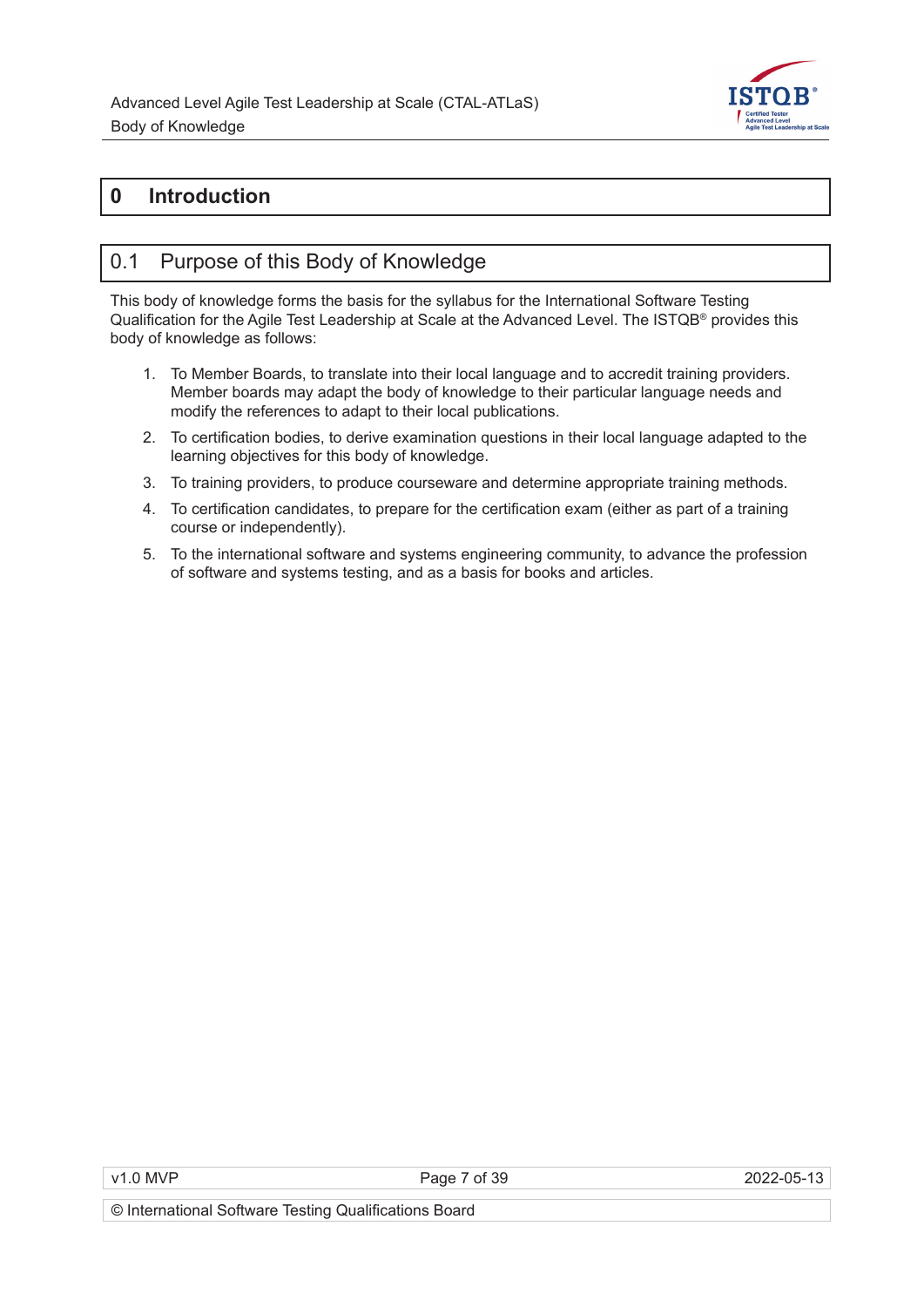# 0 Introduction

## 0.1 Purpose of this Body of Knowledge

This body of knowledge forms the basis for the syllabus for the International Software Testing Qualification for the Agile Test Leadership at Scale at the Advanced Level. The ISTQB® provides this body of knowledge as follows:

1. To Member Boards, to translate into their local language and to accredit training providers. Member boards may adapt the body of knowledge to their particular language needs and modify the references to adapt to their local publications.
2. To certification bodies, to derive examination questions in their local language adapted to the learning objectives for this body of knowledge.
3. To training providers, to produce courseware and determine appropriate training methods.
4. To certification candidates, to prepare for the certification exam (either as part of a training course or independently).
5. To the international software and systems engineering community, to advance the profession of software and systems testing, and as a basis for books and articles.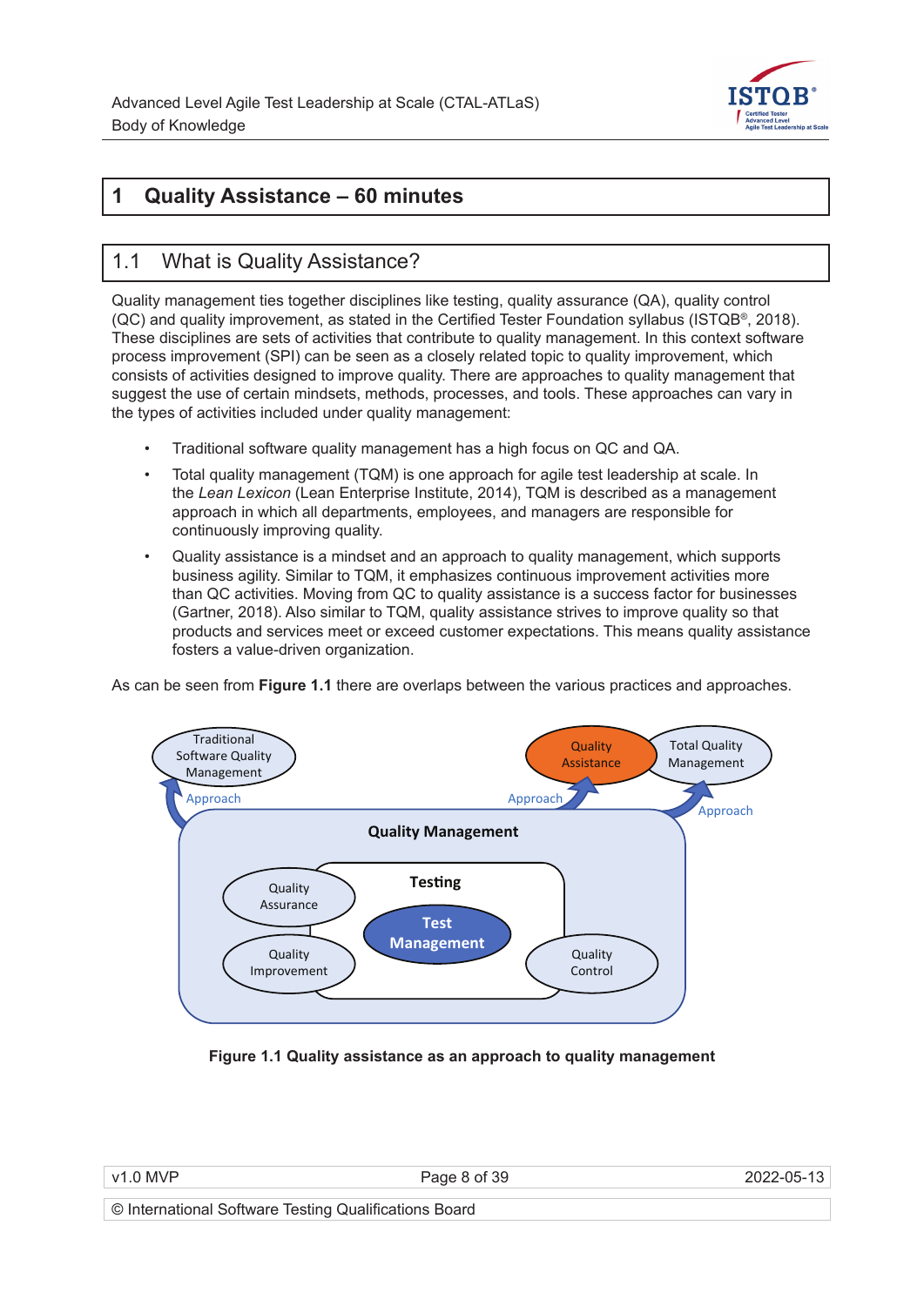# 1 Quality Assistance – 60 minutes

## 1.1 What is Quality Assistance?

Quality management ties together disciplines like testing, quality assurance (QA), quality control (QC) and quality improvement, as stated in the Certified Tester Foundation syllabus (ISTQB®, 2018). These disciplines are sets of activities that contribute to quality management. In this context software process improvement (SPI) can be seen as a closely related topic to quality improvement, which consists of activities designed to improve quality. There are approaches to quality management that suggest the use of certain mindsets, methods, processes, and tools. These approaches can vary in the types of activities included under quality management:

- Traditional software quality management has a high focus on QC and QA.
- Total quality management (TQM) is one approach for agile test leadership at scale. In the *Lean Lexicon* (Lean Enterprise Institute, 2014), TQM is described as a management approach in which all departments, employees, and managers are responsible for continuously improving quality.
- Quality assistance is a mindset and an approach to quality management, which supports business agility. Similar to TQM, it emphasizes continuous improvement activities more than QC activities. Moving from QC to quality assistance is a success factor for businesses (Gartner, 2018). Also similar to TQM, quality assistance strives to improve quality so that products and services meet or exceed customer expectations. This means quality assistance fosters a value-driven organization.

As can be seen from **Figure 1.1** there are overlaps between the various practices and approaches.

**Figure 1.1 Quality assistance as an approach to quality management**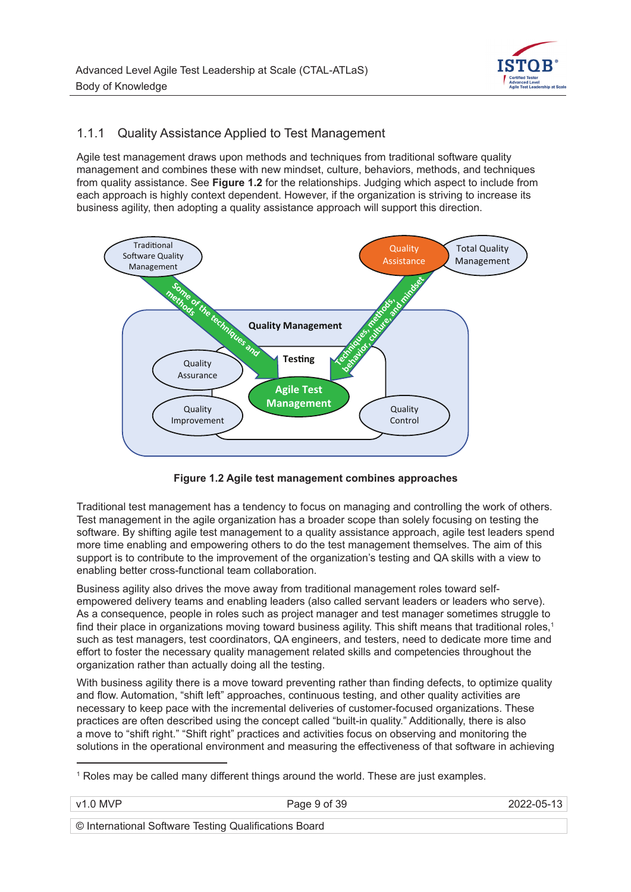### 1.1.1 Quality Assistance Applied to Test Management

Agile test management draws upon methods and techniques from traditional software quality management and combines these with new mindset, culture, behaviors, methods, and techniques from quality assistance. See **Figure 1.2** for the relationships. Judging which aspect to include from each approach is highly context dependent. However, if the organization is striving to increase its business agility, then adopting a quality assistance approach will support this direction.

**Figure 1.2 Agile test management combines approaches**

Traditional test management has a tendency to focus on managing and controlling the work of others. Test management in the agile organization has a broader scope than solely focusing on testing the software. By shifting agile test management to a quality assistance approach, agile test leaders spend more time enabling and empowering others to do the test management themselves. The aim of this support is to contribute to the improvement of the organization's testing and QA skills with a view to enabling better cross-functional team collaboration.

Business agility also drives the move away from traditional management roles toward self-empowered delivery teams and enabling leaders (also called servant leaders or leaders who serve). As a consequence, people in roles such as project manager and test manager sometimes struggle to find their place in organizations moving toward business agility. This shift means that traditional roles,[1] such as test managers, test coordinators, QA engineers, and testers, need to dedicate more time and effort to foster the necessary quality management related skills and competencies throughout the organization rather than actually doing all the testing.

With business agility there is a move toward preventing rather than finding defects, to optimize quality and flow. Automation, "shift left" approaches, continuous testing, and other quality activities are necessary to keep pace with the incremental deliveries of customer-focused organizations. These practices are often described using the concept called "built-in quality." Additionally, there is also a move to "shift right." "Shift right" practices and activities focus on observing and monitoring the solutions in the operational environment and measuring the effectiveness of that software in achieving

[1] Roles may be called many different things around the world. These are just examples.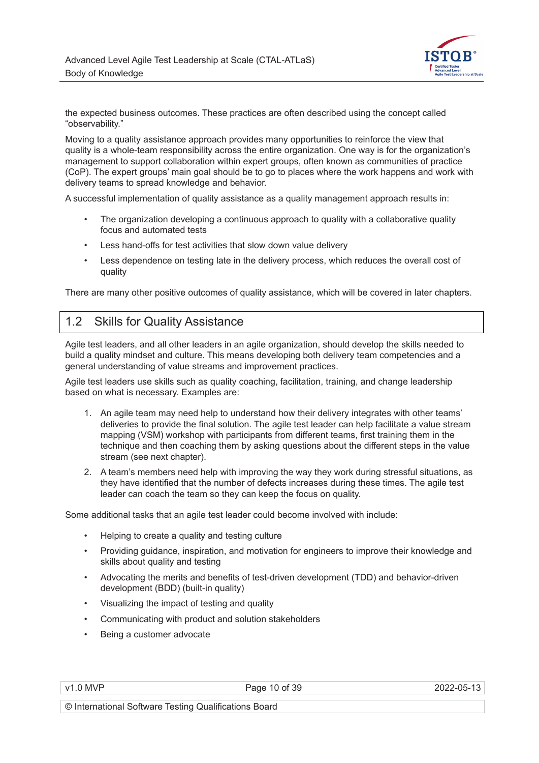the expected business outcomes. These practices are often described using the concept called "observability."

Moving to a quality assistance approach provides many opportunities to reinforce the view that quality is a whole-team responsibility across the entire organization. One way is for the organization's management to support collaboration within expert groups, often known as communities of practice (CoP). The expert groups' main goal should be to go to places where the work happens and work with delivery teams to spread knowledge and behavior.

A successful implementation of quality assistance as a quality management approach results in:

- The organization developing a continuous approach to quality with a collaborative quality focus and automated tests
- Less hand-offs for test activities that slow down value delivery
- Less dependence on testing late in the delivery process, which reduces the overall cost of quality

There are many other positive outcomes of quality assistance, which will be covered in later chapters.

## 1.2 Skills for Quality Assistance

Agile test leaders, and all other leaders in an agile organization, should develop the skills needed to build a quality mindset and culture. This means developing both delivery team competencies and a general understanding of value streams and improvement practices.

Agile test leaders use skills such as quality coaching, facilitation, training, and change leadership based on what is necessary. Examples are:

1. An agile team may need help to understand how their delivery integrates with other teams' deliveries to provide the final solution. The agile test leader can help facilitate a value stream mapping (VSM) workshop with participants from different teams, first training them in the technique and then coaching them by asking questions about the different steps in the value stream (see next chapter).
2. A team's members need help with improving the way they work during stressful situations, as they have identified that the number of defects increases during these times. The agile test leader can coach the team so they can keep the focus on quality.

Some additional tasks that an agile test leader could become involved with include:

- Helping to create a quality and testing culture
- Providing guidance, inspiration, and motivation for engineers to improve their knowledge and skills about quality and testing
- Advocating the merits and benefits of test-driven development (TDD) and behavior-driven development (BDD) (built-in quality)
- Visualizing the impact of testing and quality
- Communicating with product and solution stakeholders
- Being a customer advocate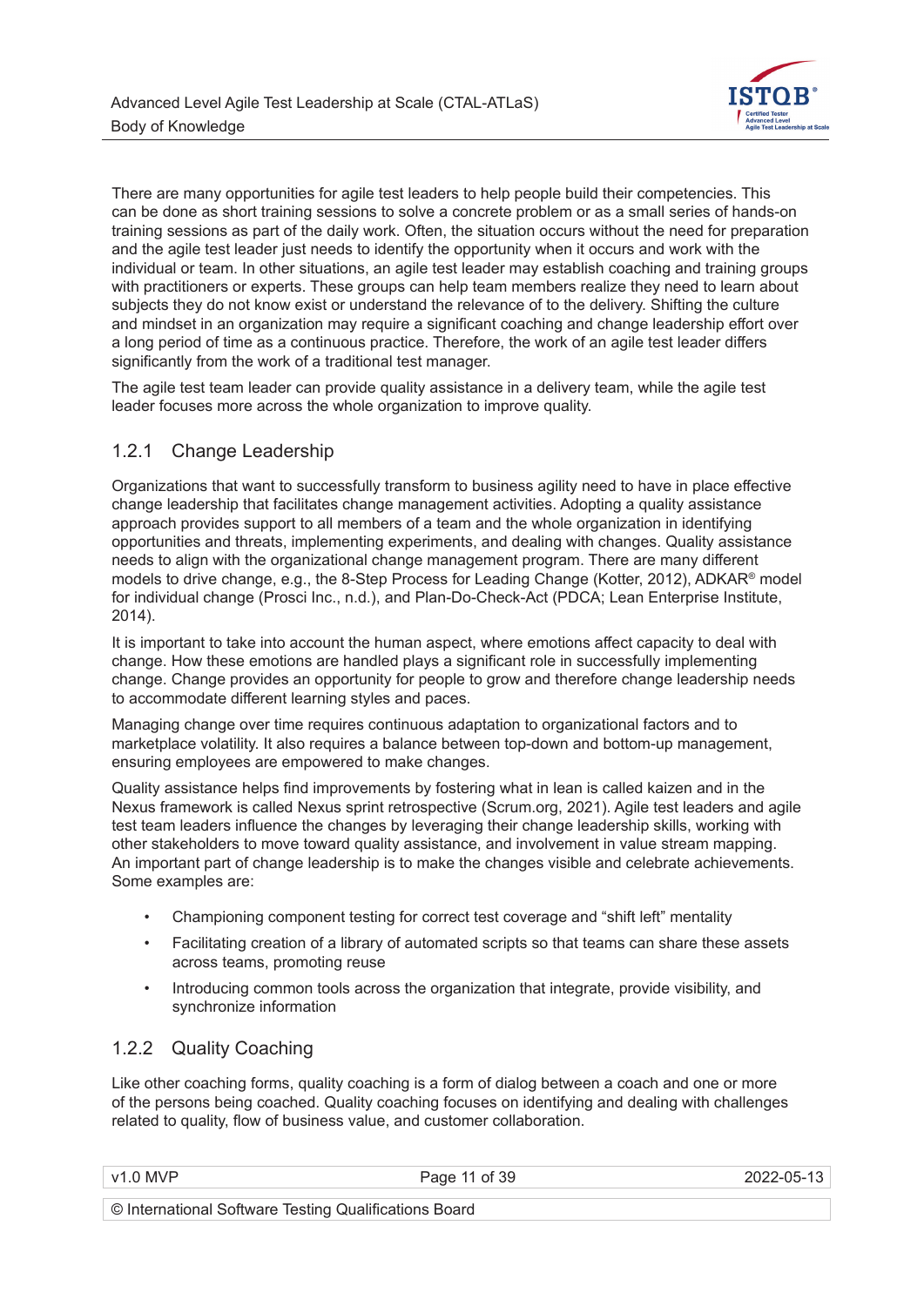There are many opportunities for agile test leaders to help people build their competencies. This can be done as short training sessions to solve a concrete problem or as a small series of hands-on training sessions as part of the daily work. Often, the situation occurs without the need for preparation and the agile test leader just needs to identify the opportunity when it occurs and work with the individual or team. In other situations, an agile test leader may establish coaching and training groups with practitioners or experts. These groups can help team members realize they need to learn about subjects they do not know exist or understand the relevance of to the delivery. Shifting the culture and mindset in an organization may require a significant coaching and change leadership effort over a long period of time as a continuous practice. Therefore, the work of an agile test leader differs significantly from the work of a traditional test manager.

The agile test team leader can provide quality assistance in a delivery team, while the agile test leader focuses more across the whole organization to improve quality.

### 1.2.1 Change Leadership

Organizations that want to successfully transform to business agility need to have in place effective change leadership that facilitates change management activities. Adopting a quality assistance approach provides support to all members of a team and the whole organization in identifying opportunities and threats, implementing experiments, and dealing with changes. Quality assistance needs to align with the organizational change management program. There are many different models to drive change, e.g., the 8-Step Process for Leading Change (Kotter, 2012), ADKAR® model for individual change (Prosci Inc., n.d.), and Plan-Do-Check-Act (PDCA; Lean Enterprise Institute, 2014).

It is important to take into account the human aspect, where emotions affect capacity to deal with change. How these emotions are handled plays a significant role in successfully implementing change. Change provides an opportunity for people to grow and therefore change leadership needs to accommodate different learning styles and paces.

Managing change over time requires continuous adaptation to organizational factors and to marketplace volatility. It also requires a balance between top-down and bottom-up management, ensuring employees are empowered to make changes.

Quality assistance helps find improvements by fostering what in lean is called kaizen and in the Nexus framework is called Nexus sprint retrospective (Scrum.org, 2021). Agile test leaders and agile test team leaders influence the changes by leveraging their change leadership skills, working with other stakeholders to move toward quality assistance, and involvement in value stream mapping. An important part of change leadership is to make the changes visible and celebrate achievements. Some examples are:

- Championing component testing for correct test coverage and "shift left" mentality
- Facilitating creation of a library of automated scripts so that teams can share these assets across teams, promoting reuse
- Introducing common tools across the organization that integrate, provide visibility, and synchronize information

### 1.2.2 Quality Coaching

Like other coaching forms, quality coaching is a form of dialog between a coach and one or more of the persons being coached. Quality coaching focuses on identifying and dealing with challenges related to quality, flow of business value, and customer collaboration.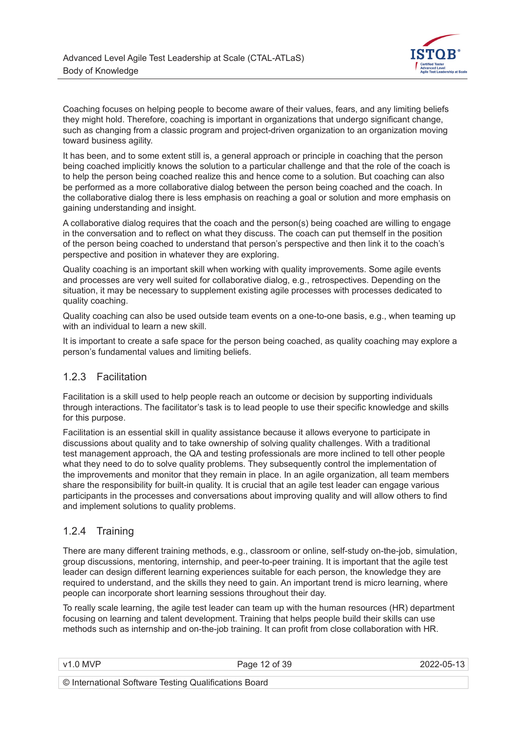Coaching focuses on helping people to become aware of their values, fears, and any limiting beliefs they might hold. Therefore, coaching is important in organizations that undergo significant change, such as changing from a classic program and project-driven organization to an organization moving toward business agility.

It has been, and to some extent still is, a general approach or principle in coaching that the person being coached implicitly knows the solution to a particular challenge and that the role of the coach is to help the person being coached realize this and hence come to a solution. But coaching can also be performed as a more collaborative dialog between the person being coached and the coach. In the collaborative dialog there is less emphasis on reaching a goal or solution and more emphasis on gaining understanding and insight.

A collaborative dialog requires that the coach and the person(s) being coached are willing to engage in the conversation and to reflect on what they discuss. The coach can put themself in the position of the person being coached to understand that person's perspective and then link it to the coach's perspective and position in whatever they are exploring.

Quality coaching is an important skill when working with quality improvements. Some agile events and processes are very well suited for collaborative dialog, e.g., retrospectives. Depending on the situation, it may be necessary to supplement existing agile processes with processes dedicated to quality coaching.

Quality coaching can also be used outside team events on a one-to-one basis, e.g., when teaming up with an individual to learn a new skill.

It is important to create a safe space for the person being coached, as quality coaching may explore a person's fundamental values and limiting beliefs.

### 1.2.3 Facilitation

Facilitation is a skill used to help people reach an outcome or decision by supporting individuals through interactions. The facilitator's task is to lead people to use their specific knowledge and skills for this purpose.

Facilitation is an essential skill in quality assistance because it allows everyone to participate in discussions about quality and to take ownership of solving quality challenges. With a traditional test management approach, the QA and testing professionals are more inclined to tell other people what they need to do to solve quality problems. They subsequently control the implementation of the improvements and monitor that they remain in place. In an agile organization, all team members share the responsibility for built-in quality. It is crucial that an agile test leader can engage various participants in the processes and conversations about improving quality and will allow others to find and implement solutions to quality problems.

### 1.2.4 Training

There are many different training methods, e.g., classroom or online, self-study on-the-job, simulation, group discussions, mentoring, internship, and peer-to-peer training. It is important that the agile test leader can design different learning experiences suitable for each person, the knowledge they are required to understand, and the skills they need to gain. An important trend is micro learning, where people can incorporate short learning sessions throughout their day.

To really scale learning, the agile test leader can team up with the human resources (HR) department focusing on learning and talent development. Training that helps people build their skills can use methods such as internship and on-the-job training. It can profit from close collaboration with HR.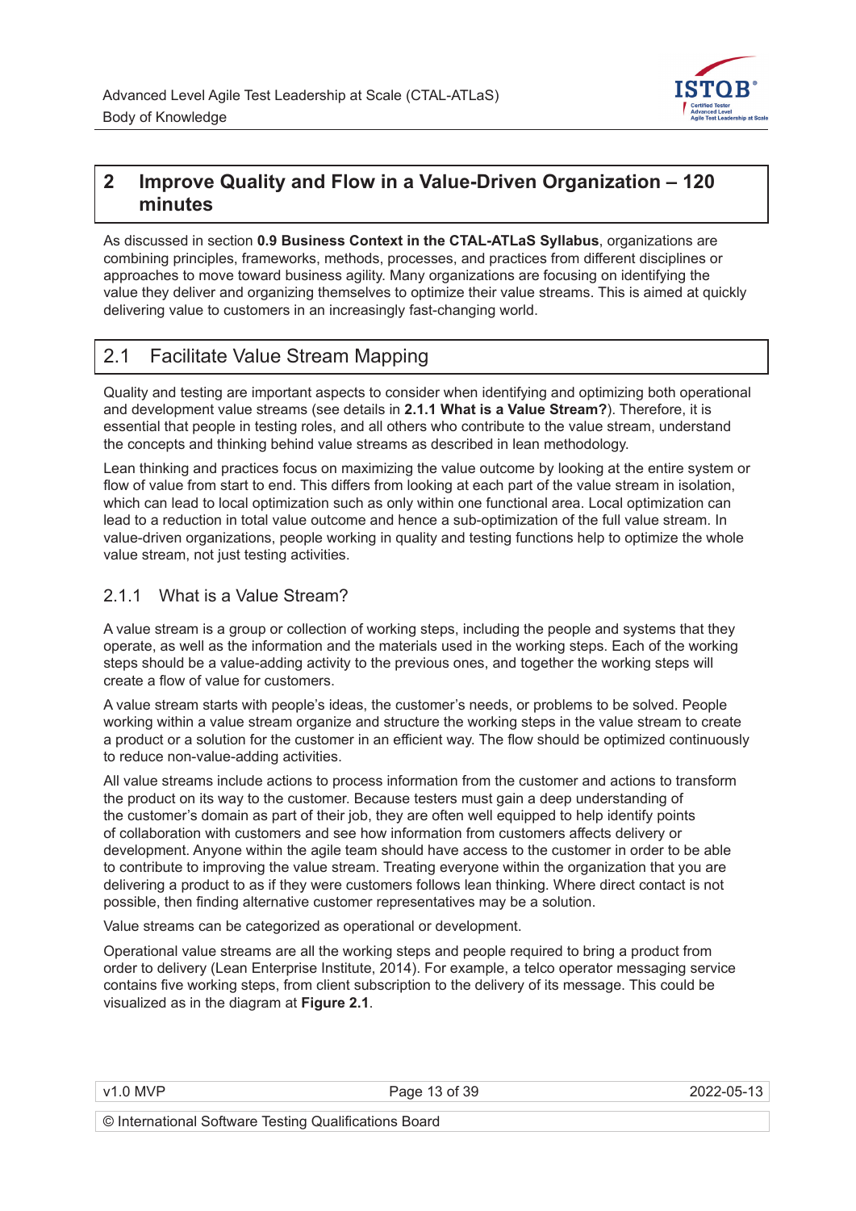# 2 Improve Quality and Flow in a Value-Driven Organization – 120 minutes

As discussed in section **0.9 Business Context in the CTAL-ATLaS Syllabus**, organizations are combining principles, frameworks, methods, processes, and practices from different disciplines or approaches to move toward business agility. Many organizations are focusing on identifying the value they deliver and organizing themselves to optimize their value streams. This is aimed at quickly delivering value to customers in an increasingly fast-changing world.

## 2.1 Facilitate Value Stream Mapping

Quality and testing are important aspects to consider when identifying and optimizing both operational and development value streams (see details in **2.1.1 What is a Value Stream?**). Therefore, it is essential that people in testing roles, and all others who contribute to the value stream, understand the concepts and thinking behind value streams as described in lean methodology.

Lean thinking and practices focus on maximizing the value outcome by looking at the entire system or flow of value from start to end. This differs from looking at each part of the value stream in isolation, which can lead to local optimization such as only within one functional area. Local optimization can lead to a reduction in total value outcome and hence a sub-optimization of the full value stream. In value-driven organizations, people working in quality and testing functions help to optimize the whole value stream, not just testing activities.

### 2.1.1 What is a Value Stream?

A value stream is a group or collection of working steps, including the people and systems that they operate, as well as the information and the materials used in the working steps. Each of the working steps should be a value-adding activity to the previous ones, and together the working steps will create a flow of value for customers.

A value stream starts with people's ideas, the customer's needs, or problems to be solved. People working within a value stream organize and structure the working steps in the value stream to create a product or a solution for the customer in an efficient way. The flow should be optimized continuously to reduce non-value-adding activities.

All value streams include actions to process information from the customer and actions to transform the product on its way to the customer. Because testers must gain a deep understanding of the customer's domain as part of their job, they are often well equipped to help identify points of collaboration with customers and see how information from customers affects delivery or development. Anyone within the agile team should have access to the customer in order to be able to contribute to improving the value stream. Treating everyone within the organization that you are delivering a product to as if they were customers follows lean thinking. Where direct contact is not possible, then finding alternative customer representatives may be a solution.

Value streams can be categorized as operational or development.

Operational value streams are all the working steps and people required to bring a product from order to delivery (Lean Enterprise Institute, 2014). For example, a telco operator messaging service contains five working steps, from client subscription to the delivery of its message. This could be visualized as in the diagram at **Figure 2.1**.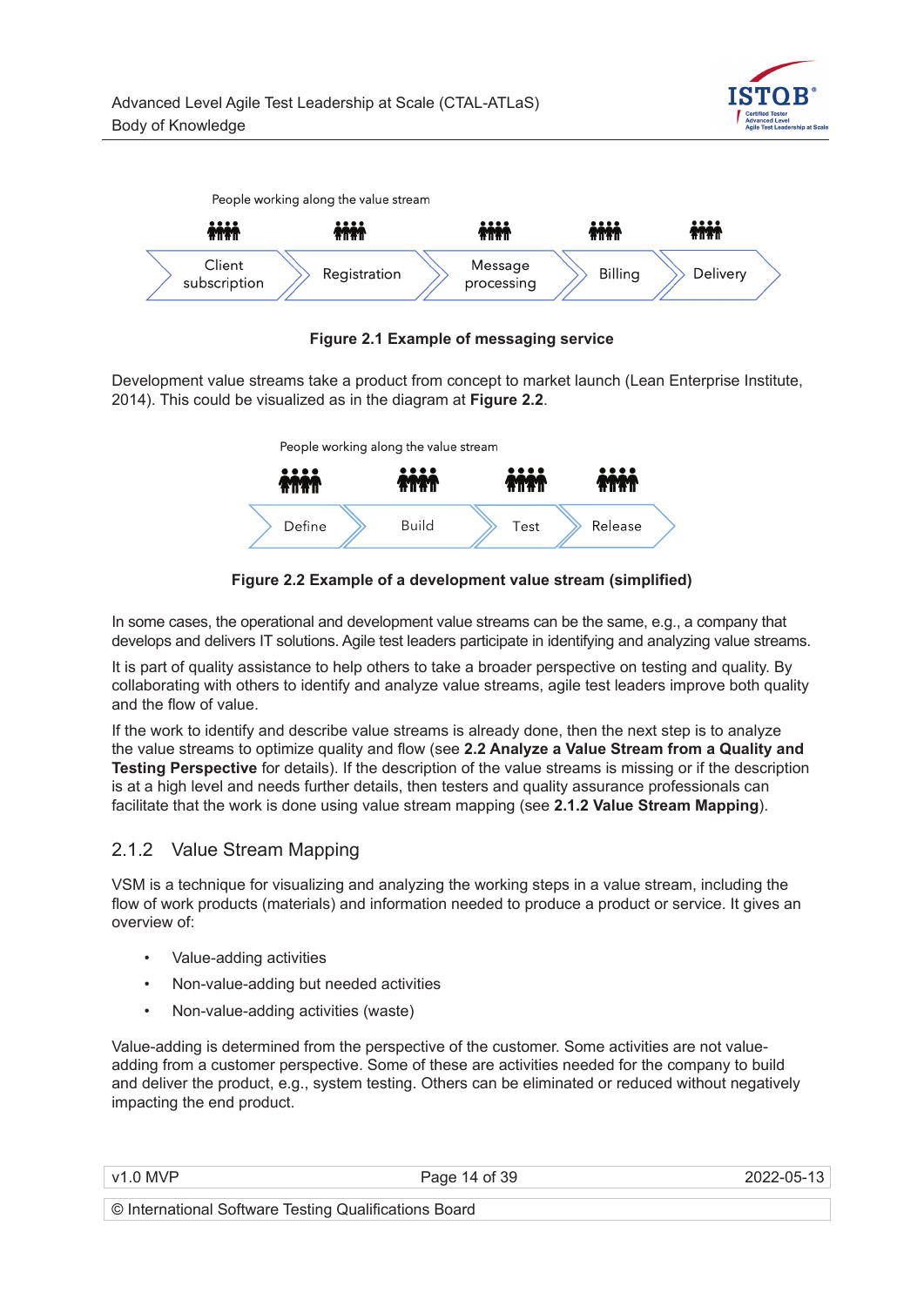People working along the value stream

Client subscription → Registration → Message processing → Billing → Delivery

**Figure 2.1 Example of messaging service**

Development value streams take a product from concept to market launch (Lean Enterprise Institute, 2014). This could be visualized as in the diagram at **Figure 2.2**.

People working along the value stream

Define → Build → Test → Release

**Figure 2.2 Example of a development value stream (simplified)**

In some cases, the operational and development value streams can be the same, e.g., a company that develops and delivers IT solutions. Agile test leaders participate in identifying and analyzing value streams.

It is part of quality assistance to help others to take a broader perspective on testing and quality. By collaborating with others to identify and analyze value streams, agile test leaders improve both quality and the flow of value.

If the work to identify and describe value streams is already done, then the next step is to analyze the value streams to optimize quality and flow (see **2.2 Analyze a Value Stream from a Quality and Testing Perspective** for details). If the description of the value streams is missing or if the description is at a high level and needs further details, then testers and quality assurance professionals can facilitate that the work is done using value stream mapping (see **2.1.2 Value Stream Mapping**).

### 2.1.2 Value Stream Mapping

VSM is a technique for visualizing and analyzing the working steps in a value stream, including the flow of work products (materials) and information needed to produce a product or service. It gives an overview of:

- Value-adding activities
- Non-value-adding but needed activities
- Non-value-adding activities (waste)

Value-adding is determined from the perspective of the customer. Some activities are not value-adding from a customer perspective. Some of these are activities needed for the company to build and deliver the product, e.g., system testing. Others can be eliminated or reduced without negatively impacting the end product.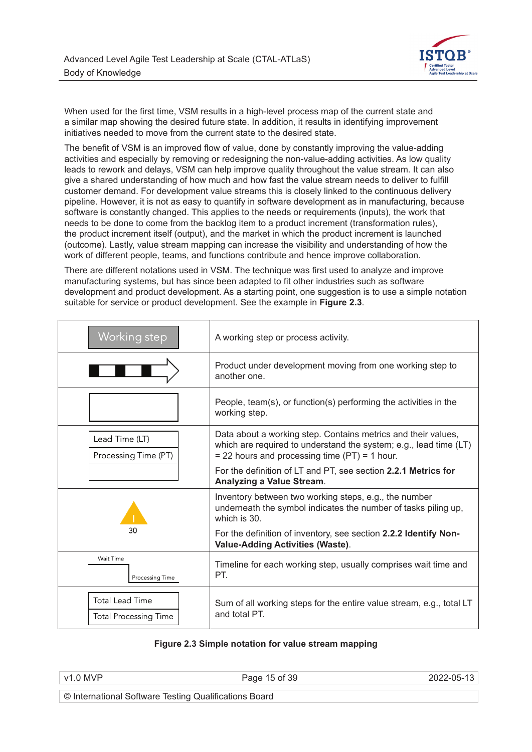When used for the first time, VSM results in a high-level process map of the current state and a similar map showing the desired future state. In addition, it results in identifying improvement initiatives needed to move from the current state to the desired state.

The benefit of VSM is an improved flow of value, done by constantly improving the value-adding activities and especially by removing or redesigning the non-value-adding activities. As low quality leads to rework and delays, VSM can help improve quality throughout the value stream. It can also give a shared understanding of how much and how fast the value stream needs to deliver to fulfill customer demand. For development value streams this is closely linked to the continuous delivery pipeline. However, it is not as easy to quantify in software development as in manufacturing, because software is constantly changed. This applies to the needs or requirements (inputs), the work that needs to be done to come from the backlog item to a product increment (transformation rules), the product increment itself (output), and the market in which the product increment is launched (outcome). Lastly, value stream mapping can increase the visibility and understanding of how the work of different people, teams, and functions contribute and hence improve collaboration.

There are different notations used in VSM. The technique was first used to analyze and improve manufacturing systems, but has since been adapted to fit other industries such as software development and product development. As a starting point, one suggestion is to use a simple notation suitable for service or product development. See the example in **Figure 2.3**.

| Symbol | Description |
| --- | --- |
| Working step | A working step or process activity. |
| (striped arrow) | Product under development moving from one working step to another one. |
| (empty box) | People, team(s), or function(s) performing the activities in the working step. |
| Lead Time (LT) / Processing Time (PT) | Data about a working step. Contains metrics and their values, which are required to understand the system; e.g., lead time (LT) = 22 hours and processing time (PT) = 1 hour. For the definition of LT and PT, see section **2.2.1 Metrics for Analyzing a Value Stream**. |
| (warning triangle) 30 | Inventory between two working steps, e.g., the number underneath the symbol indicates the number of tasks piling up, which is 30. For the definition of inventory, see section **2.2.2 Identify Non-Value-Adding Activities (Waste)**. |
| Wait Time / Processing Time | Timeline for each working step, usually comprises wait time and PT. |
| Total Lead Time / Total Processing Time | Sum of all working steps for the entire value stream, e.g., total LT and total PT. |

**Figure 2.3 Simple notation for value stream mapping**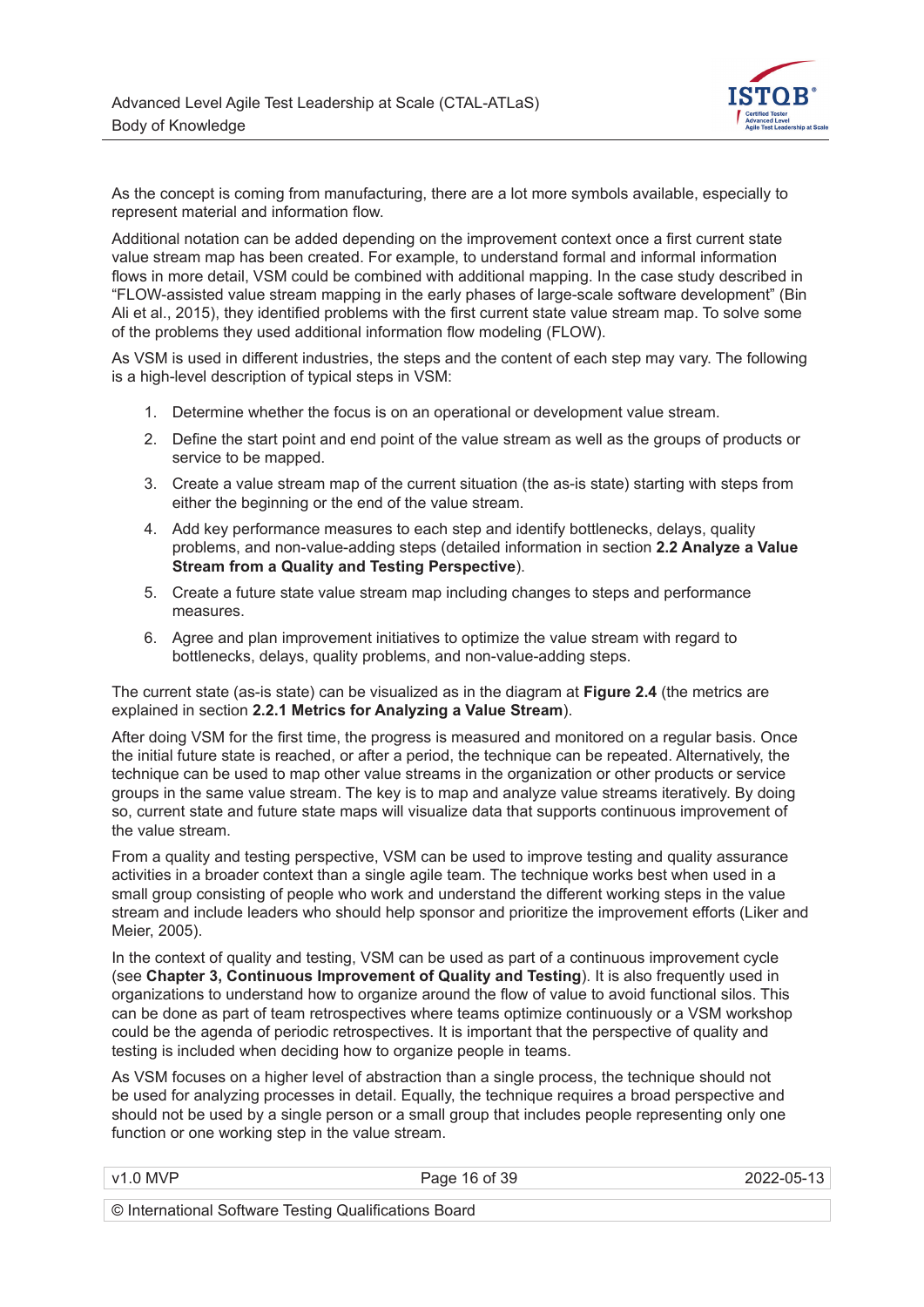As the concept is coming from manufacturing, there are a lot more symbols available, especially to represent material and information flow.

Additional notation can be added depending on the improvement context once a first current state value stream map has been created. For example, to understand formal and informal information flows in more detail, VSM could be combined with additional mapping. In the case study described in "FLOW-assisted value stream mapping in the early phases of large-scale software development" (Bin Ali et al., 2015), they identified problems with the first current state value stream map. To solve some of the problems they used additional information flow modeling (FLOW).

As VSM is used in different industries, the steps and the content of each step may vary. The following is a high-level description of typical steps in VSM:

1. Determine whether the focus is on an operational or development value stream.
2. Define the start point and end point of the value stream as well as the groups of products or service to be mapped.
3. Create a value stream map of the current situation (the as-is state) starting with steps from either the beginning or the end of the value stream.
4. Add key performance measures to each step and identify bottlenecks, delays, quality problems, and non-value-adding steps (detailed information in section **2.2 Analyze a Value Stream from a Quality and Testing Perspective**).
5. Create a future state value stream map including changes to steps and performance measures.
6. Agree and plan improvement initiatives to optimize the value stream with regard to bottlenecks, delays, quality problems, and non-value-adding steps.

The current state (as-is state) can be visualized as in the diagram at **Figure 2.4** (the metrics are explained in section **2.2.1 Metrics for Analyzing a Value Stream**).

After doing VSM for the first time, the progress is measured and monitored on a regular basis. Once the initial future state is reached, or after a period, the technique can be repeated. Alternatively, the technique can be used to map other value streams in the organization or other products or service groups in the same value stream. The key is to map and analyze value streams iteratively. By doing so, current state and future state maps will visualize data that supports continuous improvement of the value stream.

From a quality and testing perspective, VSM can be used to improve testing and quality assurance activities in a broader context than a single agile team. The technique works best when used in a small group consisting of people who work and understand the different working steps in the value stream and include leaders who should help sponsor and prioritize the improvement efforts (Liker and Meier, 2005).

In the context of quality and testing, VSM can be used as part of a continuous improvement cycle (see **Chapter 3, Continuous Improvement of Quality and Testing**). It is also frequently used in organizations to understand how to organize around the flow of value to avoid functional silos. This can be done as part of team retrospectives where teams optimize continuously or a VSM workshop could be the agenda of periodic retrospectives. It is important that the perspective of quality and testing is included when deciding how to organize people in teams.

As VSM focuses on a higher level of abstraction than a single process, the technique should not be used for analyzing processes in detail. Equally, the technique requires a broad perspective and should not be used by a single person or a small group that includes people representing only one function or one working step in the value stream.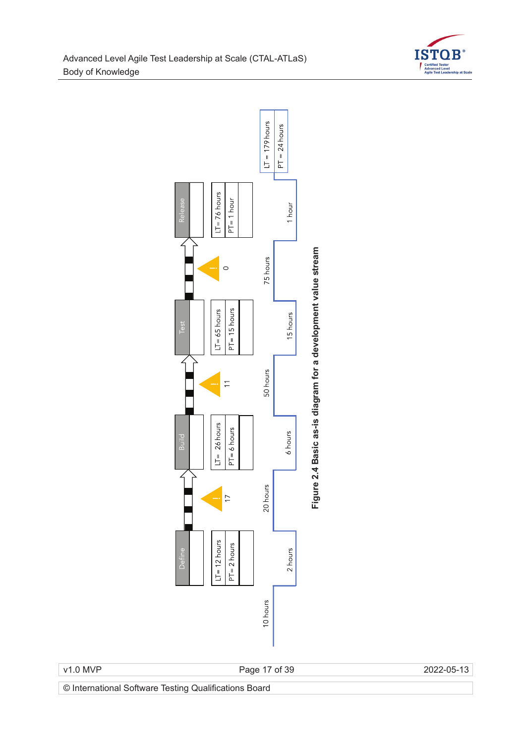| Step | Define | Build | Test | Release |
|---|---|---|---|---|
| LT | 12 hours | 26 hours | 65 hours | 76 hours |
| PT | 2 hours | 6 hours | 15 hours | 1 hour |

Queue between steps: Define → Build: 17; Build → Test: 11; Test → Release: 0

Timeline: 10 hours | 2 hours | 20 hours | 6 hours | 50 hours | 15 hours | 75 hours | 1 hour

LT = 179 hours

PT = 24 hours

**Figure 2.4 Basic as-is diagram for a development value stream**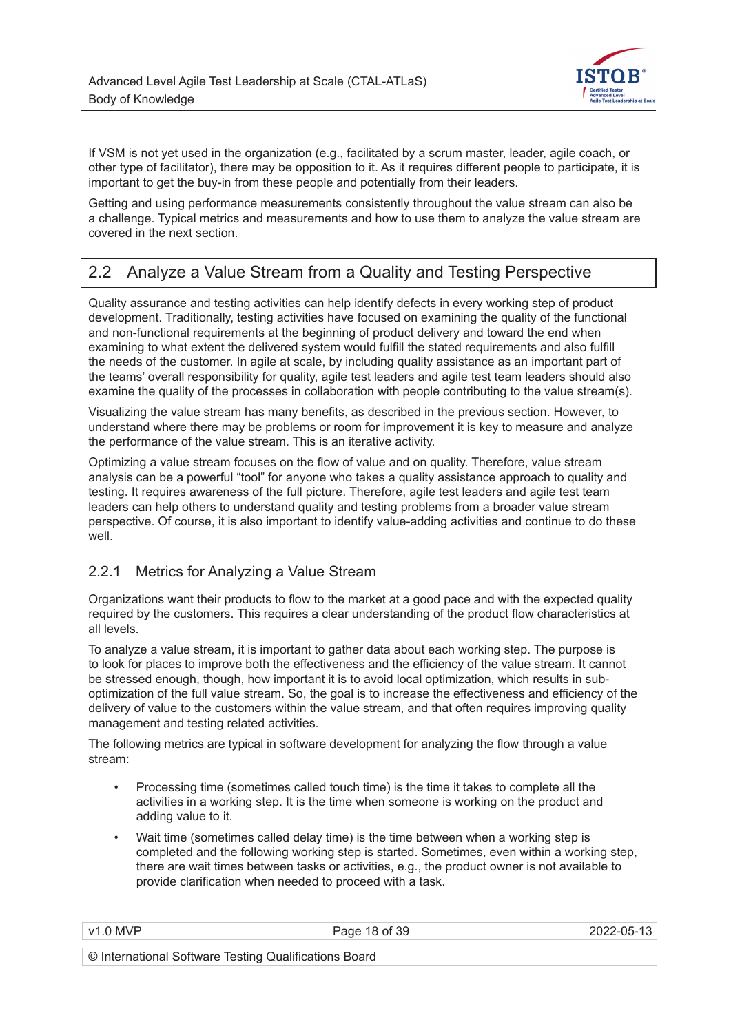If VSM is not yet used in the organization (e.g., facilitated by a scrum master, leader, agile coach, or other type of facilitator), there may be opposition to it. As it requires different people to participate, it is important to get the buy-in from these people and potentially from their leaders.

Getting and using performance measurements consistently throughout the value stream can also be a challenge. Typical metrics and measurements and how to use them to analyze the value stream are covered in the next section.

## 2.2 Analyze a Value Stream from a Quality and Testing Perspective

Quality assurance and testing activities can help identify defects in every working step of product development. Traditionally, testing activities have focused on examining the quality of the functional and non-functional requirements at the beginning of product delivery and toward the end when examining to what extent the delivered system would fulfill the stated requirements and also fulfill the needs of the customer. In agile at scale, by including quality assistance as an important part of the teams' overall responsibility for quality, agile test leaders and agile test team leaders should also examine the quality of the processes in collaboration with people contributing to the value stream(s).

Visualizing the value stream has many benefits, as described in the previous section. However, to understand where there may be problems or room for improvement it is key to measure and analyze the performance of the value stream. This is an iterative activity.

Optimizing a value stream focuses on the flow of value and on quality. Therefore, value stream analysis can be a powerful "tool" for anyone who takes a quality assistance approach to quality and testing. It requires awareness of the full picture. Therefore, agile test leaders and agile test team leaders can help others to understand quality and testing problems from a broader value stream perspective. Of course, it is also important to identify value-adding activities and continue to do these well.

### 2.2.1 Metrics for Analyzing a Value Stream

Organizations want their products to flow to the market at a good pace and with the expected quality required by the customers. This requires a clear understanding of the product flow characteristics at all levels.

To analyze a value stream, it is important to gather data about each working step. The purpose is to look for places to improve both the effectiveness and the efficiency of the value stream. It cannot be stressed enough, though, how important it is to avoid local optimization, which results in sub-optimization of the full value stream. So, the goal is to increase the effectiveness and efficiency of the delivery of value to the customers within the value stream, and that often requires improving quality management and testing related activities.

The following metrics are typical in software development for analyzing the flow through a value stream:

- Processing time (sometimes called touch time) is the time it takes to complete all the activities in a working step. It is the time when someone is working on the product and adding value to it.
- Wait time (sometimes called delay time) is the time between when a working step is completed and the following working step is started. Sometimes, even within a working step, there are wait times between tasks or activities, e.g., the product owner is not available to provide clarification when needed to proceed with a task.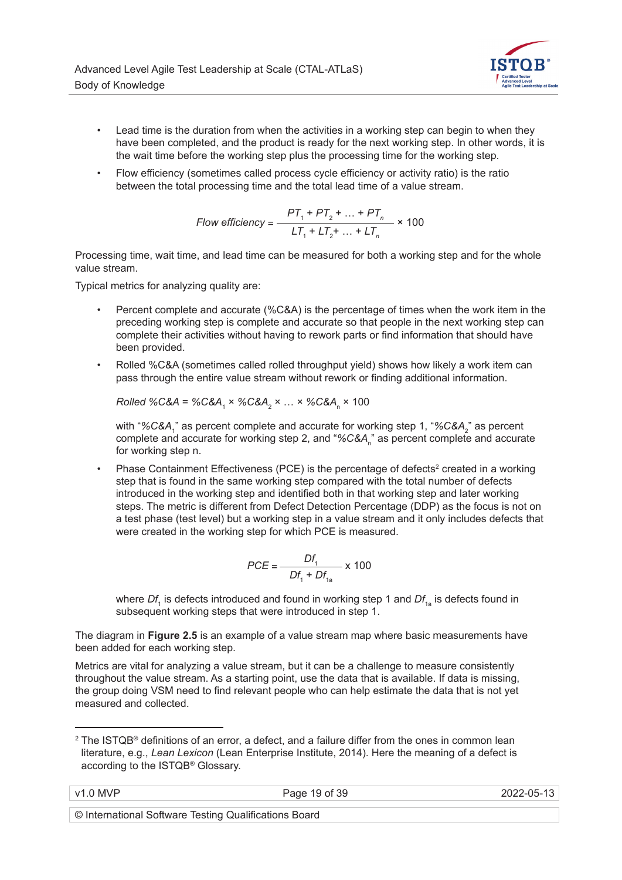- Lead time is the duration from when the activities in a working step can begin to when they have been completed, and the product is ready for the next working step. In other words, it is the wait time before the working step plus the processing time for the working step.
- Flow efficiency (sometimes called process cycle efficiency or activity ratio) is the ratio between the total processing time and the total lead time of a value stream.

$$Flow\ efficiency = \frac{PT_1 + PT_2 + \ldots + PT_n}{LT_1 + LT_2 + \ldots + LT_n} \times 100$$

Processing time, wait time, and lead time can be measured for both a working step and for the whole value stream.

Typical metrics for analyzing quality are:

- Percent complete and accurate (%C&A) is the percentage of times when the work item in the preceding working step is complete and accurate so that people in the next working step can complete their activities without having to rework parts or find information that should have been provided.
- Rolled %C&A (sometimes called rolled throughput yield) shows how likely a work item can pass through the entire value stream without rework or finding additional information.

  $Rolled\ \%C\&A = \%C\&A_1 \times \%C\&A_2 \times \ldots \times \%C\&A_n \times 100$

  with "$\%C\&A_1$" as percent complete and accurate for working step 1, "$\%C\&A_2$" as percent complete and accurate for working step 2, and "$\%C\&A_n$" as percent complete and accurate for working step n.

- Phase Containment Effectiveness (PCE) is the percentage of defects[2] created in a working step that is found in the same working step compared with the total number of defects introduced in the working step and identified both in that working step and later working steps. The metric is different from Defect Detection Percentage (DDP) as the focus is not on a test phase (test level) but a working step in a value stream and it only includes defects that were created in the working step for which PCE is measured.

$$PCE = \frac{Df_1}{Df_1 + Df_{1a}} \times 100$$

  where $Df_1$ is defects introduced and found in working step 1 and $Df_{1a}$ is defects found in subsequent working steps that were introduced in step 1.

The diagram in **Figure 2.5** is an example of a value stream map where basic measurements have been added for each working step.

Metrics are vital for analyzing a value stream, but it can be a challenge to measure consistently throughout the value stream. As a starting point, use the data that is available. If data is missing, the group doing VSM need to find relevant people who can help estimate the data that is not yet measured and collected.

---

[2] The ISTQB® definitions of an error, a defect, and a failure differ from the ones in common lean literature, e.g., *Lean Lexicon* (Lean Enterprise Institute, 2014). Here the meaning of a defect is according to the ISTQB® Glossary.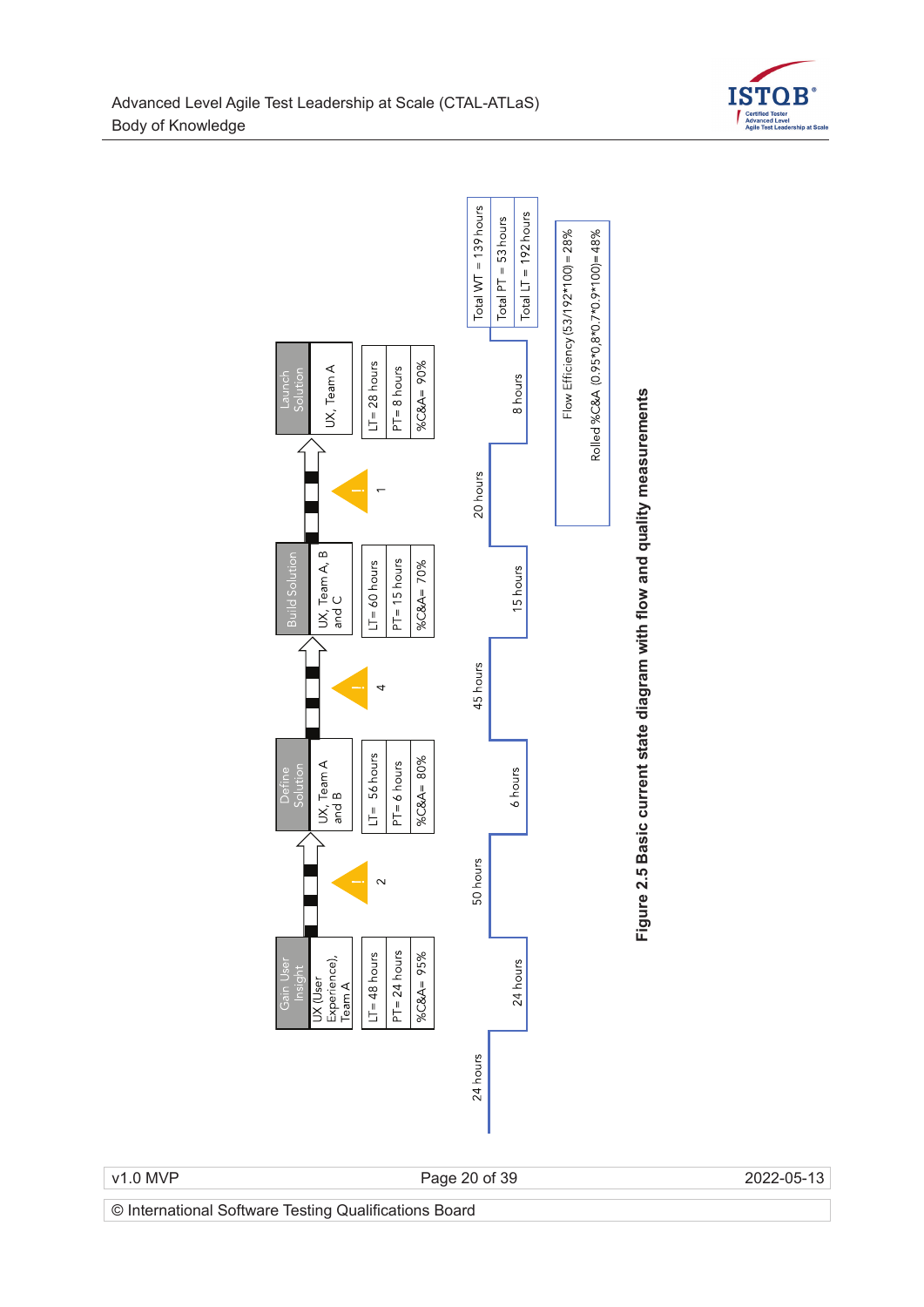| Process step | Gain User Insight | Define Solution | Build Solution | Launch Solution |
|---|---|---|---|---|
| Teams | UX (User Experience), Team A | UX, Team A and B | UX, Team A, B and C | UX, Team A |
| LT | 48 hours | 56 hours | 60 hours | 28 hours |
| PT | 24 hours | 6 hours | 15 hours | 8 hours |
| %C&A | 95% | 80% | 70% | 90% |

Queue between steps: 2 (before Define Solution), 4 (before Build Solution), 1 (before Launch Solution)

Timeline (wait time / process time): 24 hours, 24 hours, 50 hours, 6 hours, 45 hours, 15 hours, 20 hours, 8 hours

Total WT = 139 hours
Total PT = 53 hours
Total LT = 192 hours

Flow Efficiency (53/192*100) = 28%
Rolled %C&A (0.95*0,8*0.7*0.9*100)= 48%

**Figure 2.5 Basic current state diagram with flow and quality measurements**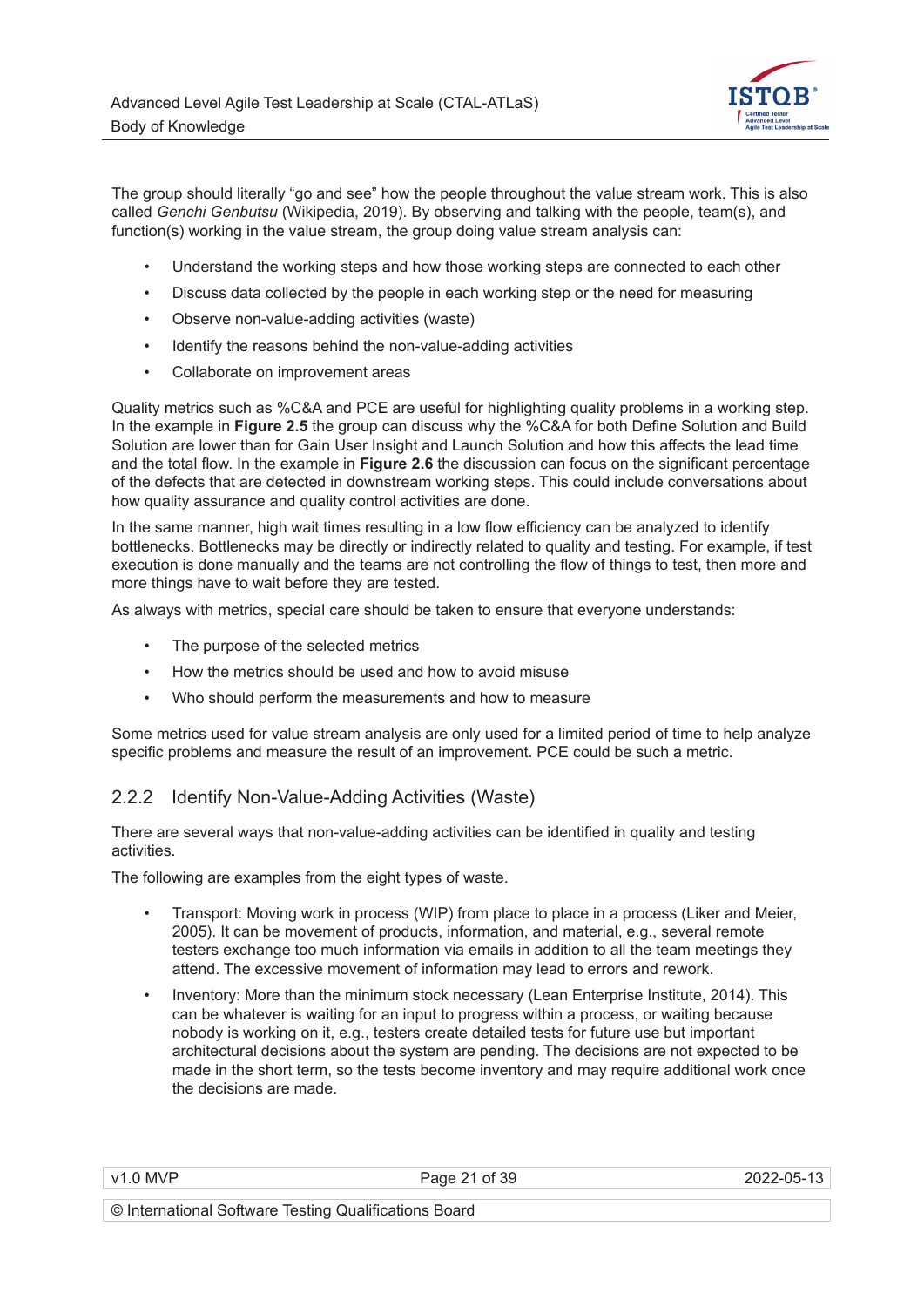The group should literally "go and see" how the people throughout the value stream work. This is also called *Genchi Genbutsu* (Wikipedia, 2019). By observing and talking with the people, team(s), and function(s) working in the value stream, the group doing value stream analysis can:

- Understand the working steps and how those working steps are connected to each other
- Discuss data collected by the people in each working step or the need for measuring
- Observe non-value-adding activities (waste)
- Identify the reasons behind the non-value-adding activities
- Collaborate on improvement areas

Quality metrics such as %C&A and PCE are useful for highlighting quality problems in a working step. In the example in **Figure 2.5** the group can discuss why the %C&A for both Define Solution and Build Solution are lower than for Gain User Insight and Launch Solution and how this affects the lead time and the total flow. In the example in **Figure 2.6** the discussion can focus on the significant percentage of the defects that are detected in downstream working steps. This could include conversations about how quality assurance and quality control activities are done.

In the same manner, high wait times resulting in a low flow efficiency can be analyzed to identify bottlenecks. Bottlenecks may be directly or indirectly related to quality and testing. For example, if test execution is done manually and the teams are not controlling the flow of things to test, then more and more things have to wait before they are tested.

As always with metrics, special care should be taken to ensure that everyone understands:

- The purpose of the selected metrics
- How the metrics should be used and how to avoid misuse
- Who should perform the measurements and how to measure

Some metrics used for value stream analysis are only used for a limited period of time to help analyze specific problems and measure the result of an improvement. PCE could be such a metric.

### 2.2.2 Identify Non-Value-Adding Activities (Waste)

There are several ways that non-value-adding activities can be identified in quality and testing activities.

The following are examples from the eight types of waste.

- Transport: Moving work in process (WIP) from place to place in a process (Liker and Meier, 2005). It can be movement of products, information, and material, e.g., several remote testers exchange too much information via emails in addition to all the team meetings they attend. The excessive movement of information may lead to errors and rework.
- Inventory: More than the minimum stock necessary (Lean Enterprise Institute, 2014). This can be whatever is waiting for an input to progress within a process, or waiting because nobody is working on it, e.g., testers create detailed tests for future use but important architectural decisions about the system are pending. The decisions are not expected to be made in the short term, so the tests become inventory and may require additional work once the decisions are made.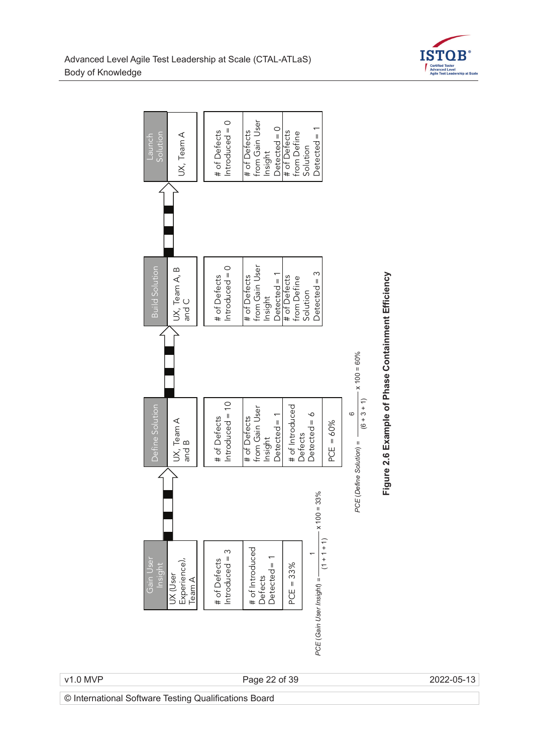| Gain User Insight | Define Solution | Build Solution | Launch Solution |
| --- | --- | --- | --- |
| UX (User Experience), Team A | UX, Team A and B | UX, Team A, B and C | UX, Team A |
| # of Defects Introduced = 3 | # of Defects Introduced = 10 | # of Defects Introduced = 0 | # of Defects Introduced = 0 |
| # of Introduced Defects Detected = 1 | # of Defects from Gain User Insight Detected = 1 | # of Defects from Gain User Insight Detected = 1 | # of Defects from Gain User Insight Detected = 0 |
| PCE = 33% | # of Introduced Defects Detected = 6 | # of Defects from Define Solution Detected = 3 | # of Defects from Define Solution Detected = 1 |
| | PCE = 60% | | |

$$PCE\ (Gain\ User\ Insight) = \frac{1}{(1 + 1 + 1)} \times 100 = 33\%$$

$$PCE\ (Define\ Solution) = \frac{6}{(6 + 3 + 1)} \times 100 = 60\%$$

**Figure 2.6 Example of Phase Containment Efficiency**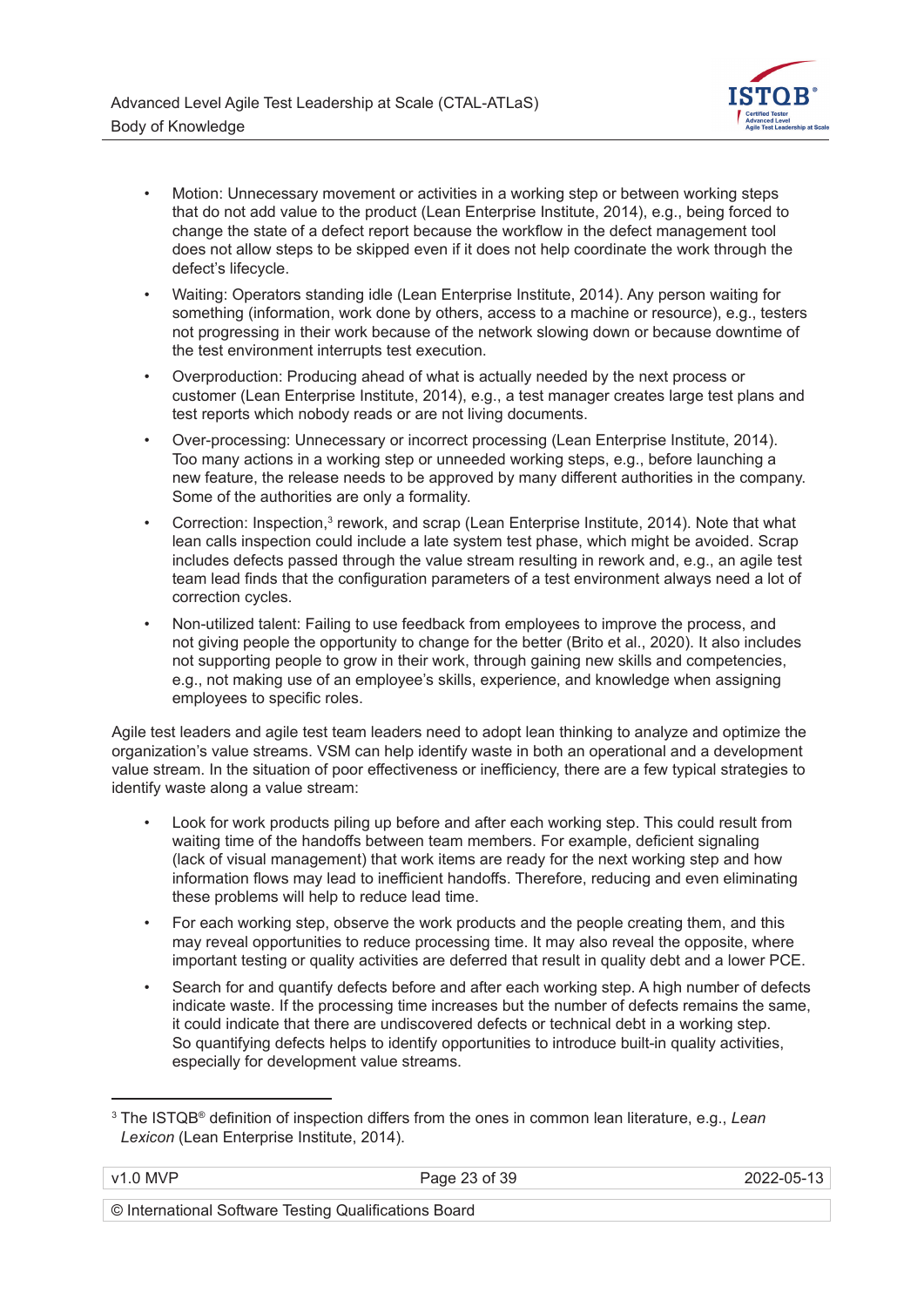- Motion: Unnecessary movement or activities in a working step or between working steps that do not add value to the product (Lean Enterprise Institute, 2014), e.g., being forced to change the state of a defect report because the workflow in the defect management tool does not allow steps to be skipped even if it does not help coordinate the work through the defect's lifecycle.
- Waiting: Operators standing idle (Lean Enterprise Institute, 2014). Any person waiting for something (information, work done by others, access to a machine or resource), e.g., testers not progressing in their work because of the network slowing down or because downtime of the test environment interrupts test execution.
- Overproduction: Producing ahead of what is actually needed by the next process or customer (Lean Enterprise Institute, 2014), e.g., a test manager creates large test plans and test reports which nobody reads or are not living documents.
- Over-processing: Unnecessary or incorrect processing (Lean Enterprise Institute, 2014). Too many actions in a working step or unneeded working steps, e.g., before launching a new feature, the release needs to be approved by many different authorities in the company. Some of the authorities are only a formality.
- Correction: Inspection,[3] rework, and scrap (Lean Enterprise Institute, 2014). Note that what lean calls inspection could include a late system test phase, which might be avoided. Scrap includes defects passed through the value stream resulting in rework and, e.g., an agile test team lead finds that the configuration parameters of a test environment always need a lot of correction cycles.
- Non-utilized talent: Failing to use feedback from employees to improve the process, and not giving people the opportunity to change for the better (Brito et al., 2020). It also includes not supporting people to grow in their work, through gaining new skills and competencies, e.g., not making use of an employee's skills, experience, and knowledge when assigning employees to specific roles.

Agile test leaders and agile test team leaders need to adopt lean thinking to analyze and optimize the organization's value streams. VSM can help identify waste in both an operational and a development value stream. In the situation of poor effectiveness or inefficiency, there are a few typical strategies to identify waste along a value stream:

- Look for work products piling up before and after each working step. This could result from waiting time of the handoffs between team members. For example, deficient signaling (lack of visual management) that work items are ready for the next working step and how information flows may lead to inefficient handoffs. Therefore, reducing and even eliminating these problems will help to reduce lead time.
- For each working step, observe the work products and the people creating them, and this may reveal opportunities to reduce processing time. It may also reveal the opposite, where important testing or quality activities are deferred that result in quality debt and a lower PCE.
- Search for and quantify defects before and after each working step. A high number of defects indicate waste. If the processing time increases but the number of defects remains the same, it could indicate that there are undiscovered defects or technical debt in a working step. So quantifying defects helps to identify opportunities to introduce built-in quality activities, especially for development value streams.

[3] The ISTQB® definition of inspection differs from the ones in common lean literature, e.g., *Lean Lexicon* (Lean Enterprise Institute, 2014).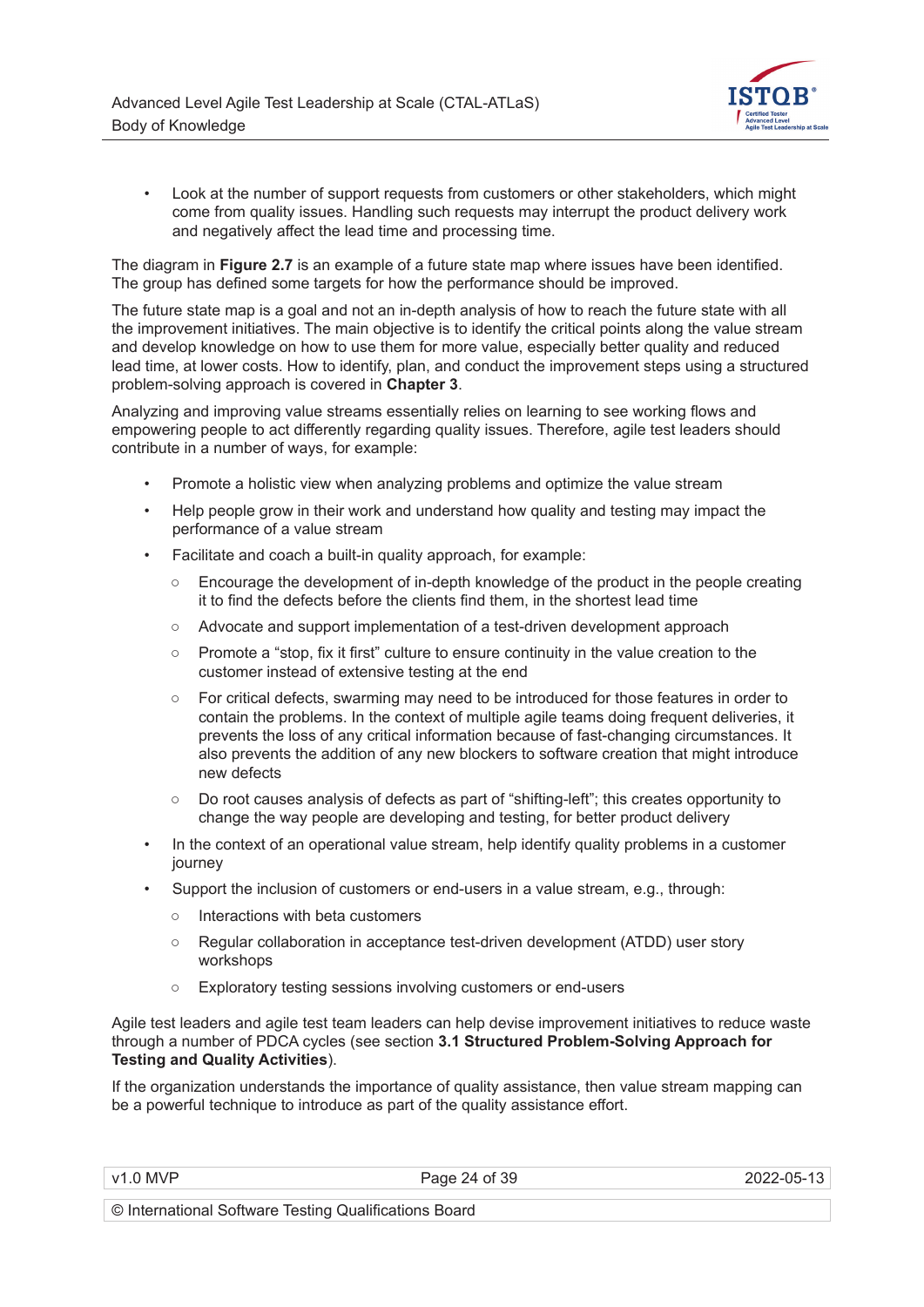- Look at the number of support requests from customers or other stakeholders, which might come from quality issues. Handling such requests may interrupt the product delivery work and negatively affect the lead time and processing time.

The diagram in **Figure 2.7** is an example of a future state map where issues have been identified. The group has defined some targets for how the performance should be improved.

The future state map is a goal and not an in-depth analysis of how to reach the future state with all the improvement initiatives. The main objective is to identify the critical points along the value stream and develop knowledge on how to use them for more value, especially better quality and reduced lead time, at lower costs. How to identify, plan, and conduct the improvement steps using a structured problem-solving approach is covered in **Chapter 3**.

Analyzing and improving value streams essentially relies on learning to see working flows and empowering people to act differently regarding quality issues. Therefore, agile test leaders should contribute in a number of ways, for example:

- Promote a holistic view when analyzing problems and optimize the value stream
- Help people grow in their work and understand how quality and testing may impact the performance of a value stream
- Facilitate and coach a built-in quality approach, for example:
    - Encourage the development of in-depth knowledge of the product in the people creating it to find the defects before the clients find them, in the shortest lead time
    - Advocate and support implementation of a test-driven development approach
    - Promote a "stop, fix it first" culture to ensure continuity in the value creation to the customer instead of extensive testing at the end
    - For critical defects, swarming may need to be introduced for those features in order to contain the problems. In the context of multiple agile teams doing frequent deliveries, it prevents the loss of any critical information because of fast-changing circumstances. It also prevents the addition of any new blockers to software creation that might introduce new defects
    - Do root causes analysis of defects as part of "shifting-left"; this creates opportunity to change the way people are developing and testing, for better product delivery
- In the context of an operational value stream, help identify quality problems in a customer journey
- Support the inclusion of customers or end-users in a value stream, e.g., through:
    - Interactions with beta customers
    - Regular collaboration in acceptance test-driven development (ATDD) user story workshops
    - Exploratory testing sessions involving customers or end-users

Agile test leaders and agile test team leaders can help devise improvement initiatives to reduce waste through a number of PDCA cycles (see section **3.1 Structured Problem-Solving Approach for Testing and Quality Activities**).

If the organization understands the importance of quality assistance, then value stream mapping can be a powerful technique to introduce as part of the quality assistance effort.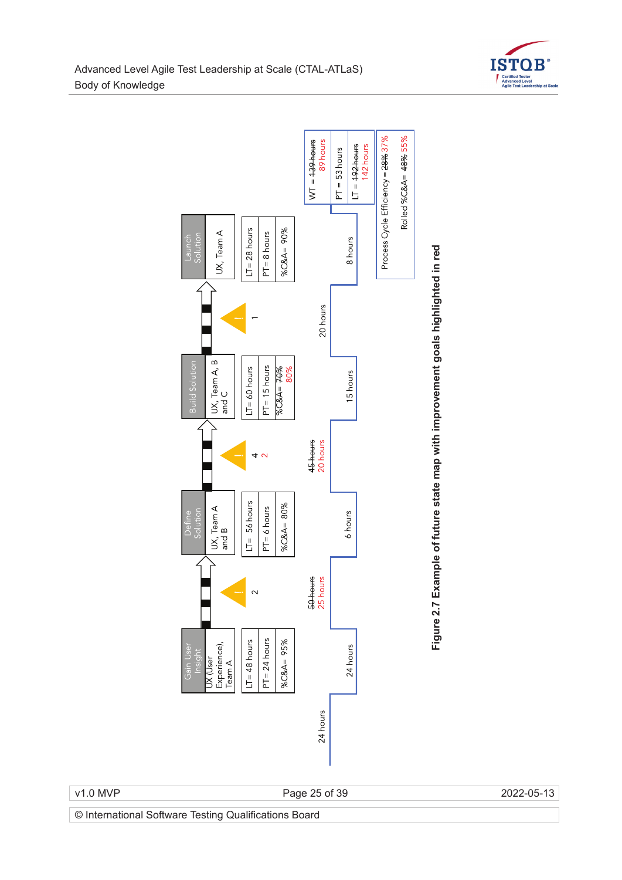| Process step | Gain User Insight | Define Solution | Build Solution | Launch Solution |
|---|---|---|---|---|
| Teams | UX (User Experience), Team A | UX, Team A and B | UX, Team A, B and C | UX, Team A |
| LT | 48 hours | 56 hours | 60 hours | 28 hours |
| PT | 24 hours | 6 hours | 15 hours | 8 hours |
| %C&A | 95% | 80% | ~~70%~~ 80% | 90% |

Inventory between steps: Gain User Insight → Define Solution: 2; Define Solution → Build Solution: ~~4~~ 2; Build Solution → Launch Solution: 1

Timeline: 24 hours | 24 hours | ~~50 hours~~ 25 hours | 6 hours | ~~45 hours~~ 20 hours | 15 hours | 20 hours | 8 hours

| Summary | |
|---|---|
| WT = | ~~139 hours~~ 89 hours |
| PT = | 53 hours |
| LT = | ~~192 hours~~ 142 hours |

Process Cycle Efficiency = ~~28%~~ 37%

Rolled %C&A= ~~48%~~ 55%

**Figure 2.7 Example of future state map with improvement goals highlighted in red**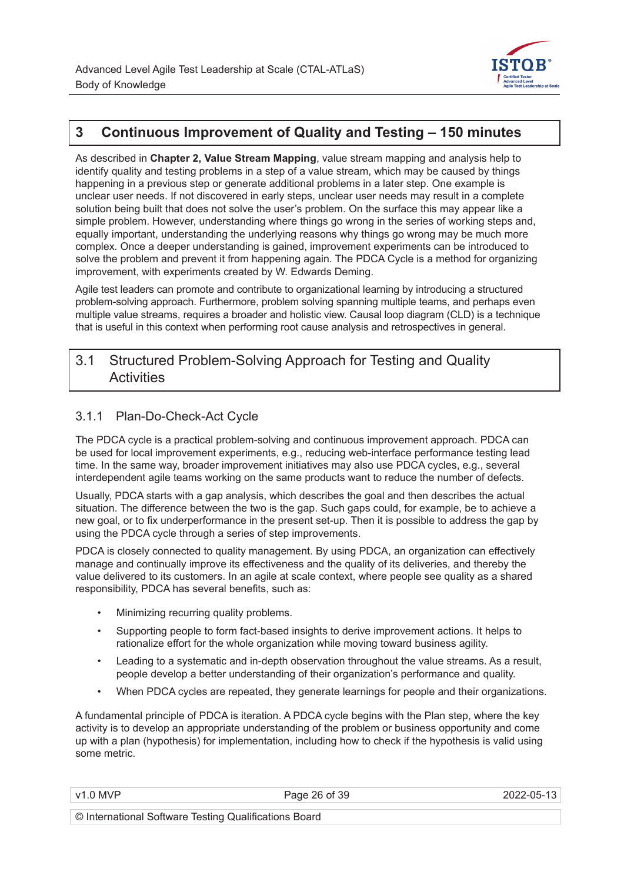# 3 Continuous Improvement of Quality and Testing – 150 minutes

As described in **Chapter 2, Value Stream Mapping**, value stream mapping and analysis help to identify quality and testing problems in a step of a value stream, which may be caused by things happening in a previous step or generate additional problems in a later step. One example is unclear user needs. If not discovered in early steps, unclear user needs may result in a complete solution being built that does not solve the user's problem. On the surface this may appear like a simple problem. However, understanding where things go wrong in the series of working steps and, equally important, understanding the underlying reasons why things go wrong may be much more complex. Once a deeper understanding is gained, improvement experiments can be introduced to solve the problem and prevent it from happening again. The PDCA Cycle is a method for organizing improvement, with experiments created by W. Edwards Deming.

Agile test leaders can promote and contribute to organizational learning by introducing a structured problem-solving approach. Furthermore, problem solving spanning multiple teams, and perhaps even multiple value streams, requires a broader and holistic view. Causal loop diagram (CLD) is a technique that is useful in this context when performing root cause analysis and retrospectives in general.

## 3.1 Structured Problem-Solving Approach for Testing and Quality Activities

### 3.1.1 Plan-Do-Check-Act Cycle

The PDCA cycle is a practical problem-solving and continuous improvement approach. PDCA can be used for local improvement experiments, e.g., reducing web-interface performance testing lead time. In the same way, broader improvement initiatives may also use PDCA cycles, e.g., several interdependent agile teams working on the same products want to reduce the number of defects.

Usually, PDCA starts with a gap analysis, which describes the goal and then describes the actual situation. The difference between the two is the gap. Such gaps could, for example, be to achieve a new goal, or to fix underperformance in the present set-up. Then it is possible to address the gap by using the PDCA cycle through a series of step improvements.

PDCA is closely connected to quality management. By using PDCA, an organization can effectively manage and continually improve its effectiveness and the quality of its deliveries, and thereby the value delivered to its customers. In an agile at scale context, where people see quality as a shared responsibility, PDCA has several benefits, such as:

- Minimizing recurring quality problems.
- Supporting people to form fact-based insights to derive improvement actions. It helps to rationalize effort for the whole organization while moving toward business agility.
- Leading to a systematic and in-depth observation throughout the value streams. As a result, people develop a better understanding of their organization's performance and quality.
- When PDCA cycles are repeated, they generate learnings for people and their organizations.

A fundamental principle of PDCA is iteration. A PDCA cycle begins with the Plan step, where the key activity is to develop an appropriate understanding of the problem or business opportunity and come up with a plan (hypothesis) for implementation, including how to check if the hypothesis is valid using some metric.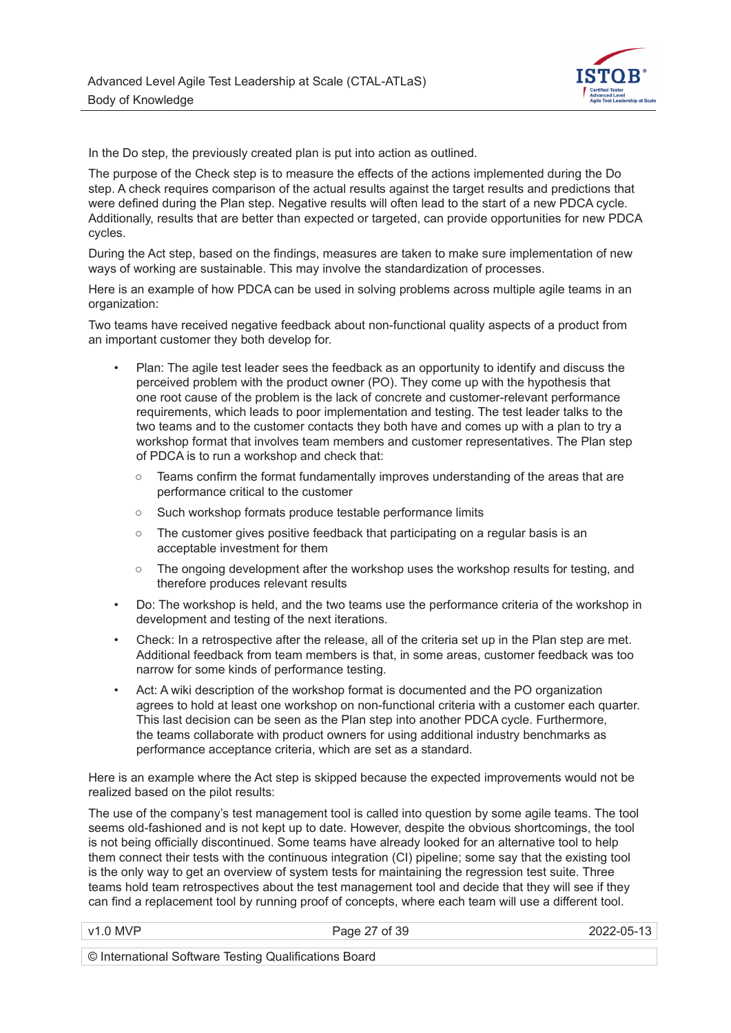In the Do step, the previously created plan is put into action as outlined.

The purpose of the Check step is to measure the effects of the actions implemented during the Do step. A check requires comparison of the actual results against the target results and predictions that were defined during the Plan step. Negative results will often lead to the start of a new PDCA cycle. Additionally, results that are better than expected or targeted, can provide opportunities for new PDCA cycles.

During the Act step, based on the findings, measures are taken to make sure implementation of new ways of working are sustainable. This may involve the standardization of processes.

Here is an example of how PDCA can be used in solving problems across multiple agile teams in an organization:

Two teams have received negative feedback about non-functional quality aspects of a product from an important customer they both develop for.

- Plan: The agile test leader sees the feedback as an opportunity to identify and discuss the perceived problem with the product owner (PO). They come up with the hypothesis that one root cause of the problem is the lack of concrete and customer-relevant performance requirements, which leads to poor implementation and testing. The test leader talks to the two teams and to the customer contacts they both have and comes up with a plan to try a workshop format that involves team members and customer representatives. The Plan step of PDCA is to run a workshop and check that:
    - Teams confirm the format fundamentally improves understanding of the areas that are performance critical to the customer
    - Such workshop formats produce testable performance limits
    - The customer gives positive feedback that participating on a regular basis is an acceptable investment for them
    - The ongoing development after the workshop uses the workshop results for testing, and therefore produces relevant results
- Do: The workshop is held, and the two teams use the performance criteria of the workshop in development and testing of the next iterations.
- Check: In a retrospective after the release, all of the criteria set up in the Plan step are met. Additional feedback from team members is that, in some areas, customer feedback was too narrow for some kinds of performance testing.
- Act: A wiki description of the workshop format is documented and the PO organization agrees to hold at least one workshop on non-functional criteria with a customer each quarter. This last decision can be seen as the Plan step into another PDCA cycle. Furthermore, the teams collaborate with product owners for using additional industry benchmarks as performance acceptance criteria, which are set as a standard.

Here is an example where the Act step is skipped because the expected improvements would not be realized based on the pilot results:

The use of the company's test management tool is called into question by some agile teams. The tool seems old-fashioned and is not kept up to date. However, despite the obvious shortcomings, the tool is not being officially discontinued. Some teams have already looked for an alternative tool to help them connect their tests with the continuous integration (CI) pipeline; some say that the existing tool is the only way to get an overview of system tests for maintaining the regression test suite. Three teams hold team retrospectives about the test management tool and decide that they will see if they can find a replacement tool by running proof of concepts, where each team will use a different tool.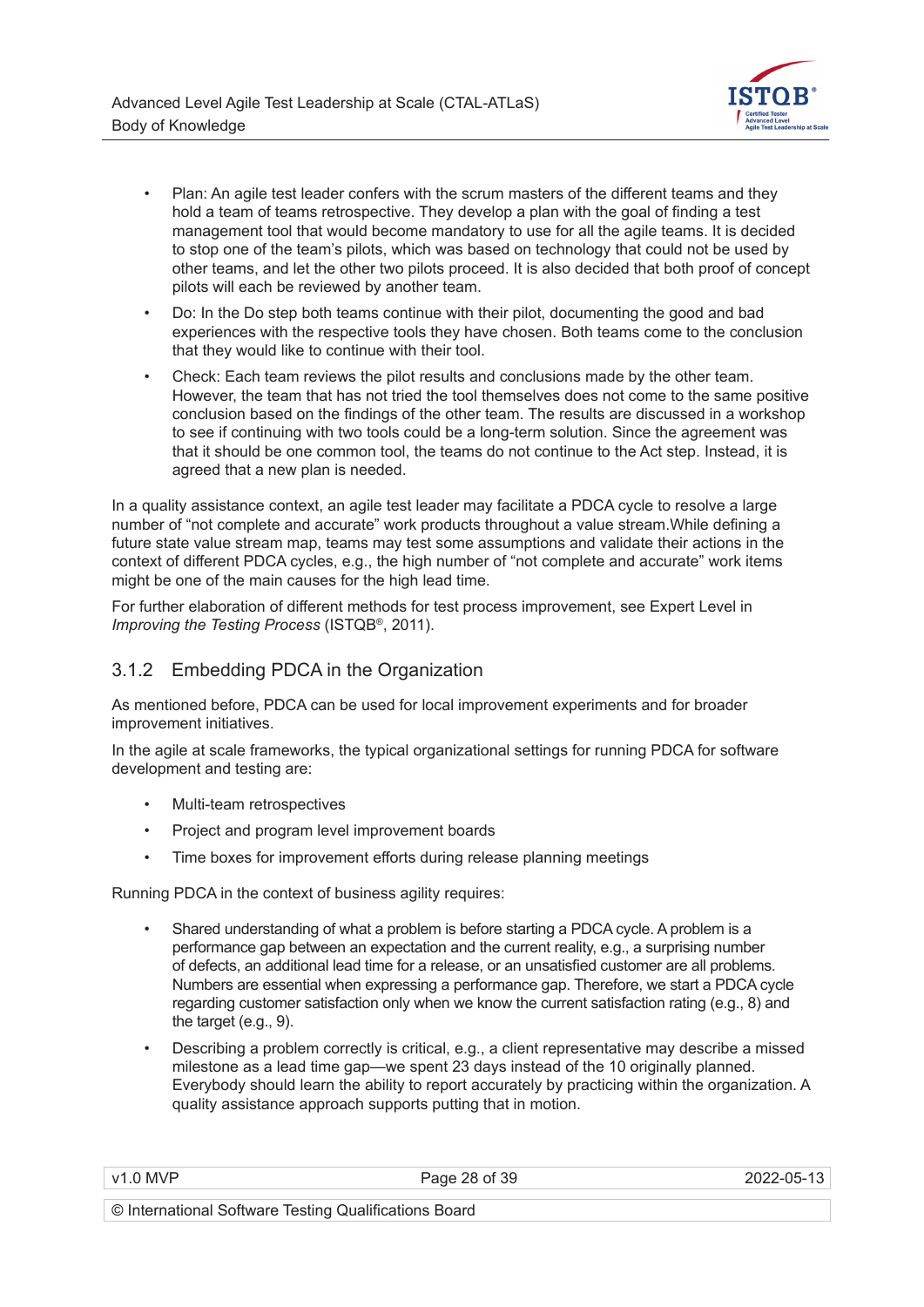- Plan: An agile test leader confers with the scrum masters of the different teams and they hold a team of teams retrospective. They develop a plan with the goal of finding a test management tool that would become mandatory to use for all the agile teams. It is decided to stop one of the team's pilots, which was based on technology that could not be used by other teams, and let the other two pilots proceed. It is also decided that both proof of concept pilots will each be reviewed by another team.
- Do: In the Do step both teams continue with their pilot, documenting the good and bad experiences with the respective tools they have chosen. Both teams come to the conclusion that they would like to continue with their tool.
- Check: Each team reviews the pilot results and conclusions made by the other team. However, the team that has not tried the tool themselves does not come to the same positive conclusion based on the findings of the other team. The results are discussed in a workshop to see if continuing with two tools could be a long-term solution. Since the agreement was that it should be one common tool, the teams do not continue to the Act step. Instead, it is agreed that a new plan is needed.

In a quality assistance context, an agile test leader may facilitate a PDCA cycle to resolve a large number of "not complete and accurate" work products throughout a value stream.While defining a future state value stream map, teams may test some assumptions and validate their actions in the context of different PDCA cycles, e.g., the high number of "not complete and accurate" work items might be one of the main causes for the high lead time.

For further elaboration of different methods for test process improvement, see Expert Level in *Improving the Testing Process* (ISTQB®, 2011).

### 3.1.2 Embedding PDCA in the Organization

As mentioned before, PDCA can be used for local improvement experiments and for broader improvement initiatives.

In the agile at scale frameworks, the typical organizational settings for running PDCA for software development and testing are:

- Multi-team retrospectives
- Project and program level improvement boards
- Time boxes for improvement efforts during release planning meetings

Running PDCA in the context of business agility requires:

- Shared understanding of what a problem is before starting a PDCA cycle. A problem is a performance gap between an expectation and the current reality, e.g., a surprising number of defects, an additional lead time for a release, or an unsatisfied customer are all problems. Numbers are essential when expressing a performance gap. Therefore, we start a PDCA cycle regarding customer satisfaction only when we know the current satisfaction rating (e.g., 8) and the target (e.g., 9).
- Describing a problem correctly is critical, e.g., a client representative may describe a missed milestone as a lead time gap—we spent 23 days instead of the 10 originally planned. Everybody should learn the ability to report accurately by practicing within the organization. A quality assistance approach supports putting that in motion.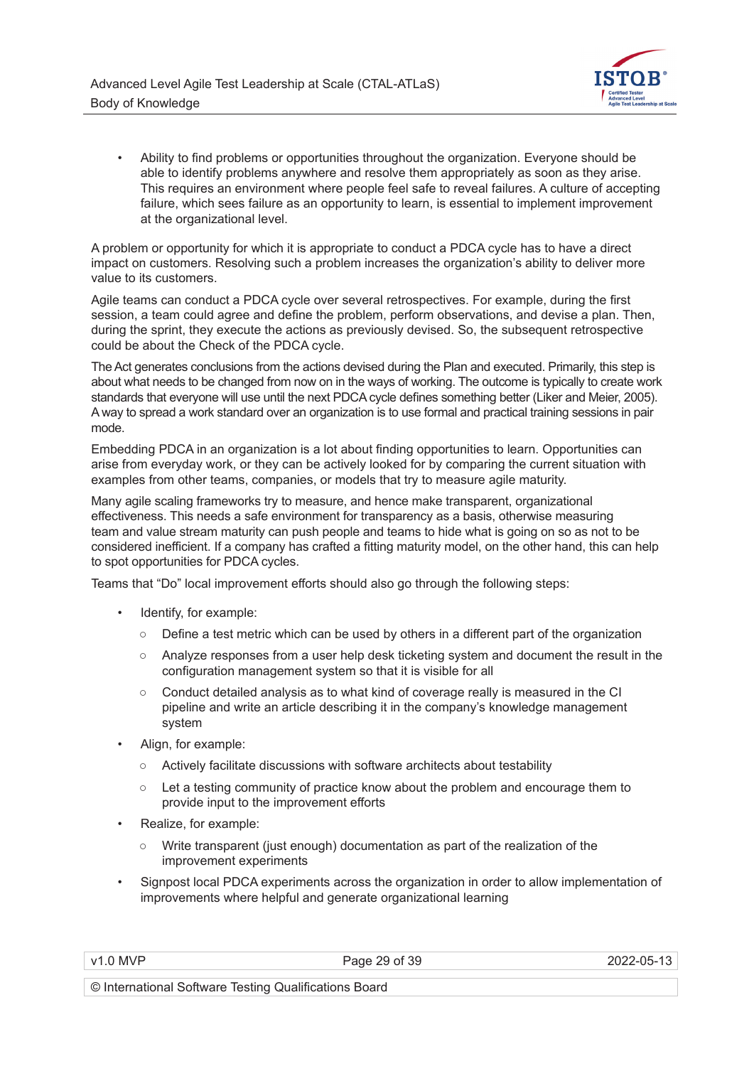- Ability to find problems or opportunities throughout the organization. Everyone should be able to identify problems anywhere and resolve them appropriately as soon as they arise. This requires an environment where people feel safe to reveal failures. A culture of accepting failure, which sees failure as an opportunity to learn, is essential to implement improvement at the organizational level.

A problem or opportunity for which it is appropriate to conduct a PDCA cycle has to have a direct impact on customers. Resolving such a problem increases the organization's ability to deliver more value to its customers.

Agile teams can conduct a PDCA cycle over several retrospectives. For example, during the first session, a team could agree and define the problem, perform observations, and devise a plan. Then, during the sprint, they execute the actions as previously devised. So, the subsequent retrospective could be about the Check of the PDCA cycle.

The Act generates conclusions from the actions devised during the Plan and executed. Primarily, this step is about what needs to be changed from now on in the ways of working. The outcome is typically to create work standards that everyone will use until the next PDCA cycle defines something better (Liker and Meier, 2005). A way to spread a work standard over an organization is to use formal and practical training sessions in pair mode.

Embedding PDCA in an organization is a lot about finding opportunities to learn. Opportunities can arise from everyday work, or they can be actively looked for by comparing the current situation with examples from other teams, companies, or models that try to measure agile maturity.

Many agile scaling frameworks try to measure, and hence make transparent, organizational effectiveness. This needs a safe environment for transparency as a basis, otherwise measuring team and value stream maturity can push people and teams to hide what is going on so as not to be considered inefficient. If a company has crafted a fitting maturity model, on the other hand, this can help to spot opportunities for PDCA cycles.

Teams that "Do" local improvement efforts should also go through the following steps:

- Identify, for example:
  - Define a test metric which can be used by others in a different part of the organization
  - Analyze responses from a user help desk ticketing system and document the result in the configuration management system so that it is visible for all
  - Conduct detailed analysis as to what kind of coverage really is measured in the CI pipeline and write an article describing it in the company's knowledge management system
- Align, for example:
  - Actively facilitate discussions with software architects about testability
  - Let a testing community of practice know about the problem and encourage them to provide input to the improvement efforts
- Realize, for example:
  - Write transparent (just enough) documentation as part of the realization of the improvement experiments
- Signpost local PDCA experiments across the organization in order to allow implementation of improvements where helpful and generate organizational learning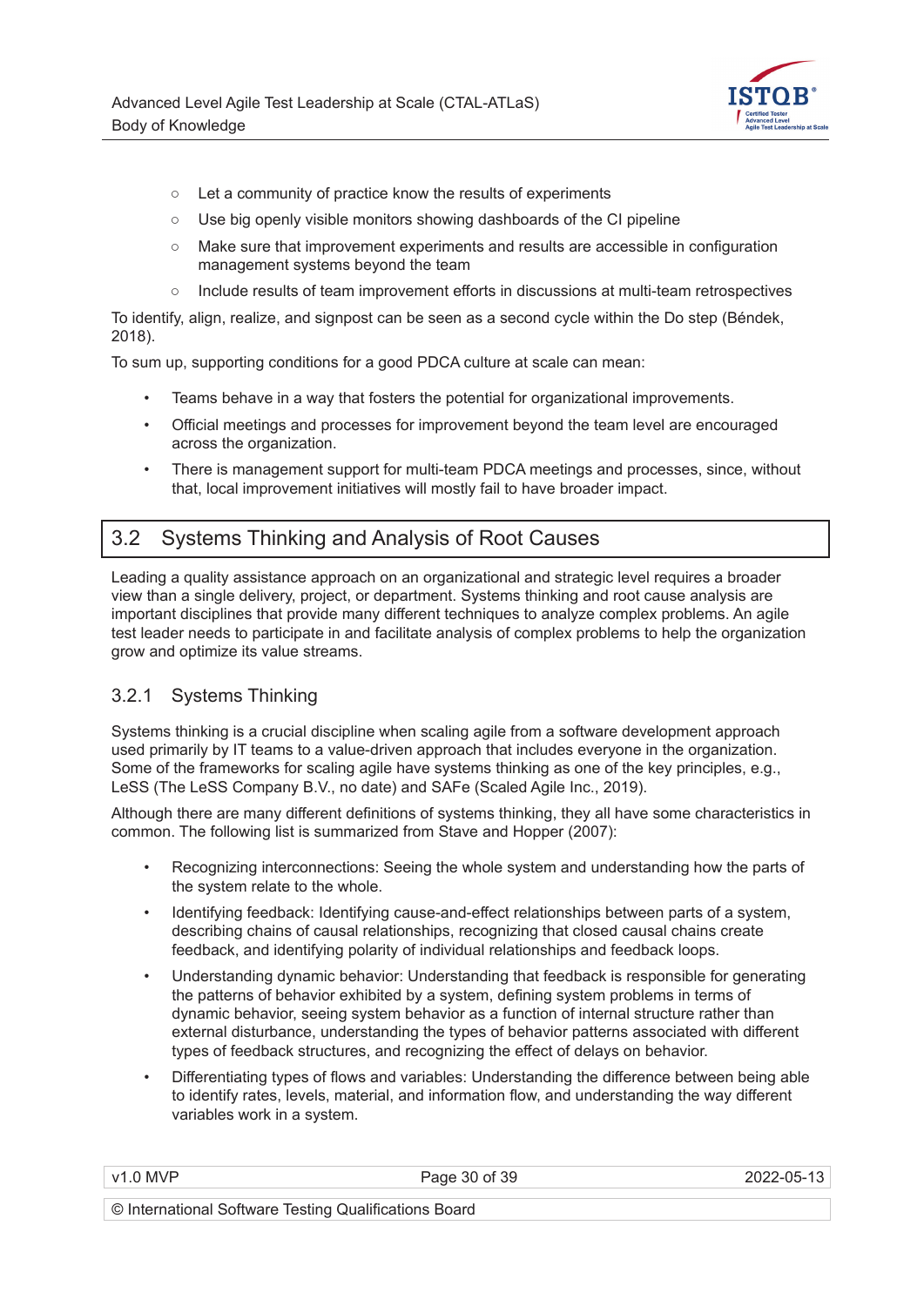- Let a community of practice know the results of experiments
    - Use big openly visible monitors showing dashboards of the CI pipeline
    - Make sure that improvement experiments and results are accessible in configuration management systems beyond the team
    - Include results of team improvement efforts in discussions at multi-team retrospectives

To identify, align, realize, and signpost can be seen as a second cycle within the Do step (Béndek, 2018).

To sum up, supporting conditions for a good PDCA culture at scale can mean:

- Teams behave in a way that fosters the potential for organizational improvements.
- Official meetings and processes for improvement beyond the team level are encouraged across the organization.
- There is management support for multi-team PDCA meetings and processes, since, without that, local improvement initiatives will mostly fail to have broader impact.

## 3.2 Systems Thinking and Analysis of Root Causes

Leading a quality assistance approach on an organizational and strategic level requires a broader view than a single delivery, project, or department. Systems thinking and root cause analysis are important disciplines that provide many different techniques to analyze complex problems. An agile test leader needs to participate in and facilitate analysis of complex problems to help the organization grow and optimize its value streams.

### 3.2.1 Systems Thinking

Systems thinking is a crucial discipline when scaling agile from a software development approach used primarily by IT teams to a value-driven approach that includes everyone in the organization. Some of the frameworks for scaling agile have systems thinking as one of the key principles, e.g., LeSS (The LeSS Company B.V., no date) and SAFe (Scaled Agile Inc., 2019).

Although there are many different definitions of systems thinking, they all have some characteristics in common. The following list is summarized from Stave and Hopper (2007):

- Recognizing interconnections: Seeing the whole system and understanding how the parts of the system relate to the whole.
- Identifying feedback: Identifying cause-and-effect relationships between parts of a system, describing chains of causal relationships, recognizing that closed causal chains create feedback, and identifying polarity of individual relationships and feedback loops.
- Understanding dynamic behavior: Understanding that feedback is responsible for generating the patterns of behavior exhibited by a system, defining system problems in terms of dynamic behavior, seeing system behavior as a function of internal structure rather than external disturbance, understanding the types of behavior patterns associated with different types of feedback structures, and recognizing the effect of delays on behavior.
- Differentiating types of flows and variables: Understanding the difference between being able to identify rates, levels, material, and information flow, and understanding the way different variables work in a system.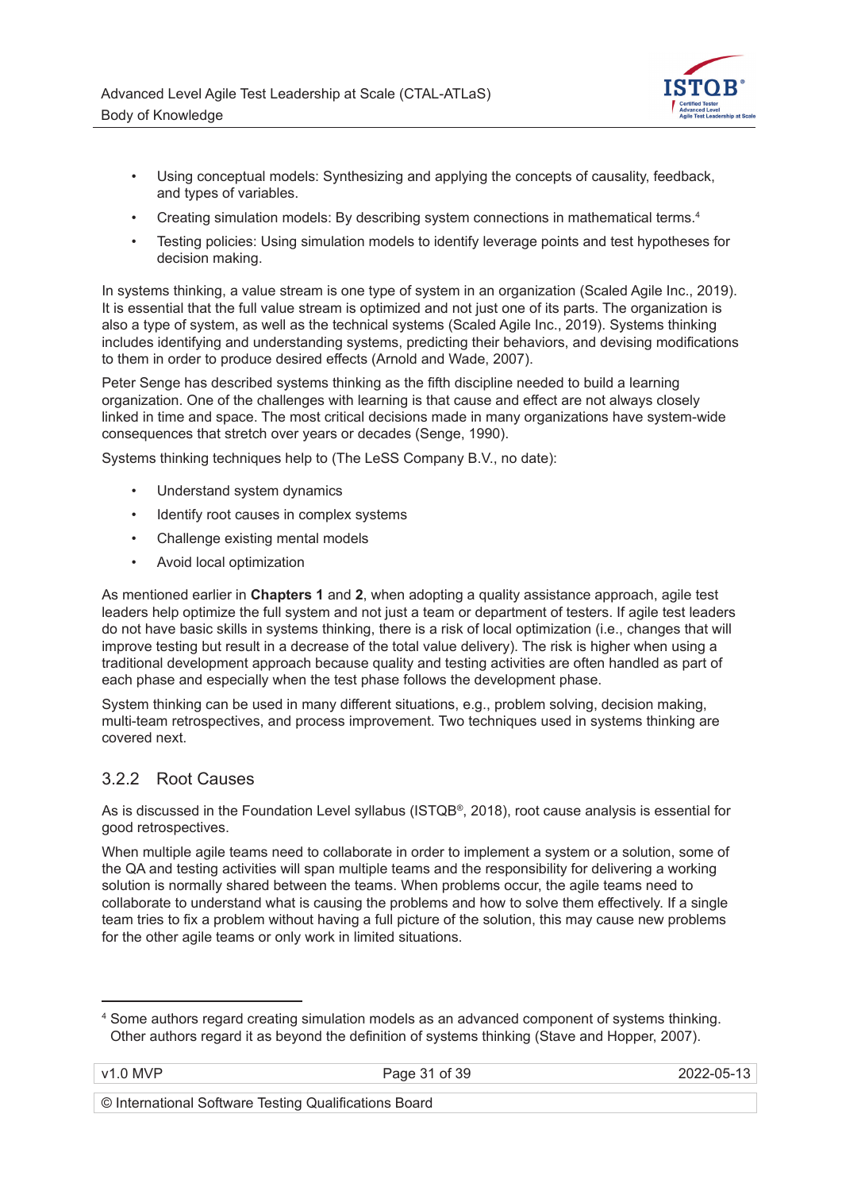- Using conceptual models: Synthesizing and applying the concepts of causality, feedback, and types of variables.
- Creating simulation models: By describing system connections in mathematical terms.[4]
- Testing policies: Using simulation models to identify leverage points and test hypotheses for decision making.

In systems thinking, a value stream is one type of system in an organization (Scaled Agile Inc., 2019). It is essential that the full value stream is optimized and not just one of its parts. The organization is also a type of system, as well as the technical systems (Scaled Agile Inc., 2019). Systems thinking includes identifying and understanding systems, predicting their behaviors, and devising modifications to them in order to produce desired effects (Arnold and Wade, 2007).

Peter Senge has described systems thinking as the fifth discipline needed to build a learning organization. One of the challenges with learning is that cause and effect are not always closely linked in time and space. The most critical decisions made in many organizations have system-wide consequences that stretch over years or decades (Senge, 1990).

Systems thinking techniques help to (The LeSS Company B.V., no date):

- Understand system dynamics
- Identify root causes in complex systems
- Challenge existing mental models
- Avoid local optimization

As mentioned earlier in **Chapters 1** and **2**, when adopting a quality assistance approach, agile test leaders help optimize the full system and not just a team or department of testers. If agile test leaders do not have basic skills in systems thinking, there is a risk of local optimization (i.e., changes that will improve testing but result in a decrease of the total value delivery). The risk is higher when using a traditional development approach because quality and testing activities are often handled as part of each phase and especially when the test phase follows the development phase.

System thinking can be used in many different situations, e.g., problem solving, decision making, multi-team retrospectives, and process improvement. Two techniques used in systems thinking are covered next.

### 3.2.2 Root Causes

As is discussed in the Foundation Level syllabus (ISTQB®, 2018), root cause analysis is essential for good retrospectives.

When multiple agile teams need to collaborate in order to implement a system or a solution, some of the QA and testing activities will span multiple teams and the responsibility for delivering a working solution is normally shared between the teams. When problems occur, the agile teams need to collaborate to understand what is causing the problems and how to solve them effectively. If a single team tries to fix a problem without having a full picture of the solution, this may cause new problems for the other agile teams or only work in limited situations.

---

[4] Some authors regard creating simulation models as an advanced component of systems thinking. Other authors regard it as beyond the definition of systems thinking (Stave and Hopper, 2007).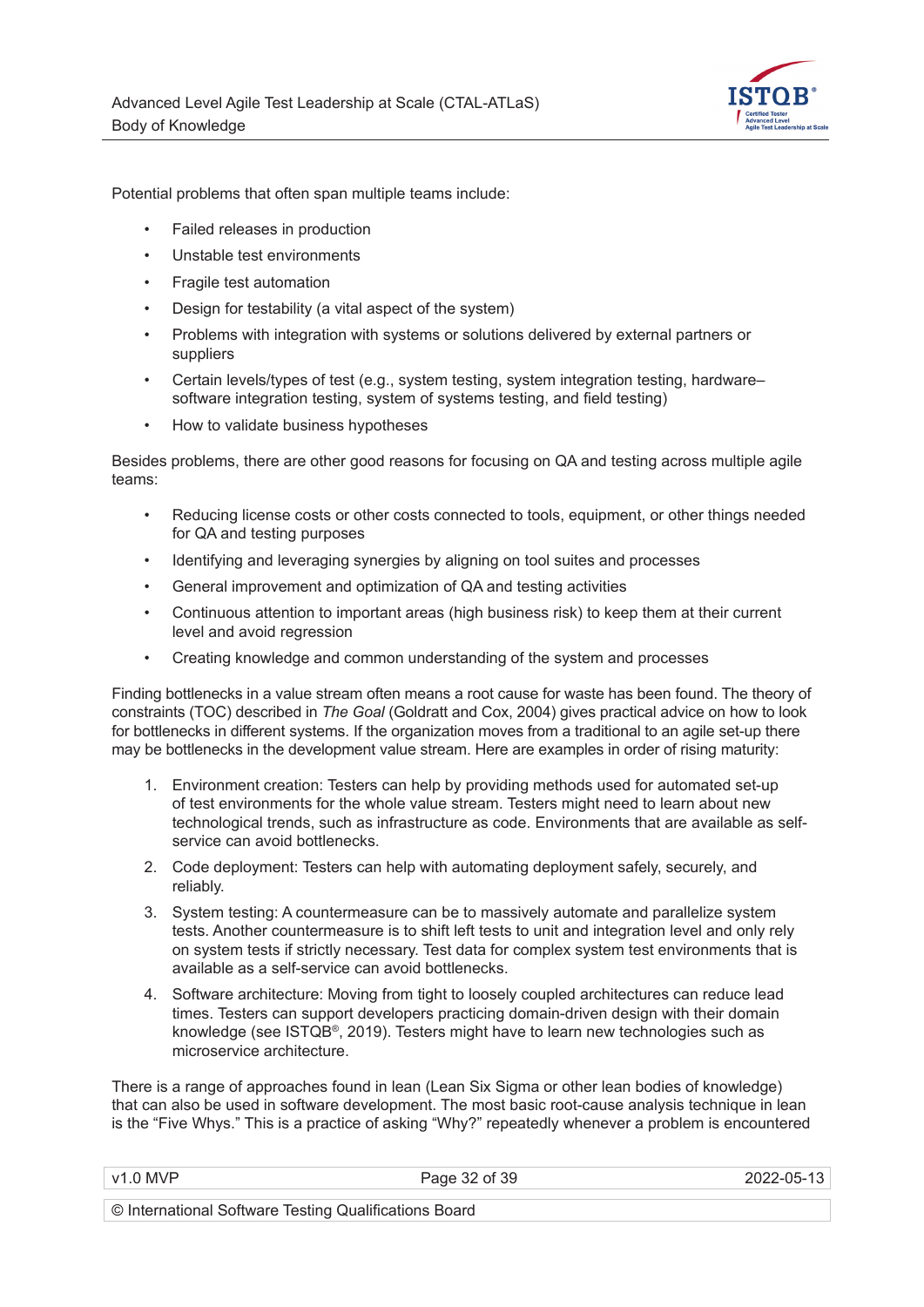Potential problems that often span multiple teams include:

- Failed releases in production
- Unstable test environments
- Fragile test automation
- Design for testability (a vital aspect of the system)
- Problems with integration with systems or solutions delivered by external partners or suppliers
- Certain levels/types of test (e.g., system testing, system integration testing, hardware–software integration testing, system of systems testing, and field testing)
- How to validate business hypotheses

Besides problems, there are other good reasons for focusing on QA and testing across multiple agile teams:

- Reducing license costs or other costs connected to tools, equipment, or other things needed for QA and testing purposes
- Identifying and leveraging synergies by aligning on tool suites and processes
- General improvement and optimization of QA and testing activities
- Continuous attention to important areas (high business risk) to keep them at their current level and avoid regression
- Creating knowledge and common understanding of the system and processes

Finding bottlenecks in a value stream often means a root cause for waste has been found. The theory of constraints (TOC) described in *The Goal* (Goldratt and Cox, 2004) gives practical advice on how to look for bottlenecks in different systems. If the organization moves from a traditional to an agile set-up there may be bottlenecks in the development value stream. Here are examples in order of rising maturity:

1. Environment creation: Testers can help by providing methods used for automated set-up of test environments for the whole value stream. Testers might need to learn about new technological trends, such as infrastructure as code. Environments that are available as self-service can avoid bottlenecks.
2. Code deployment: Testers can help with automating deployment safely, securely, and reliably.
3. System testing: A countermeasure can be to massively automate and parallelize system tests. Another countermeasure is to shift left tests to unit and integration level and only rely on system tests if strictly necessary. Test data for complex system test environments that is available as a self-service can avoid bottlenecks.
4. Software architecture: Moving from tight to loosely coupled architectures can reduce lead times. Testers can support developers practicing domain-driven design with their domain knowledge (see ISTQB®, 2019). Testers might have to learn new technologies such as microservice architecture.

There is a range of approaches found in lean (Lean Six Sigma or other lean bodies of knowledge) that can also be used in software development. The most basic root-cause analysis technique in lean is the “Five Whys.” This is a practice of asking “Why?” repeatedly whenever a problem is encountered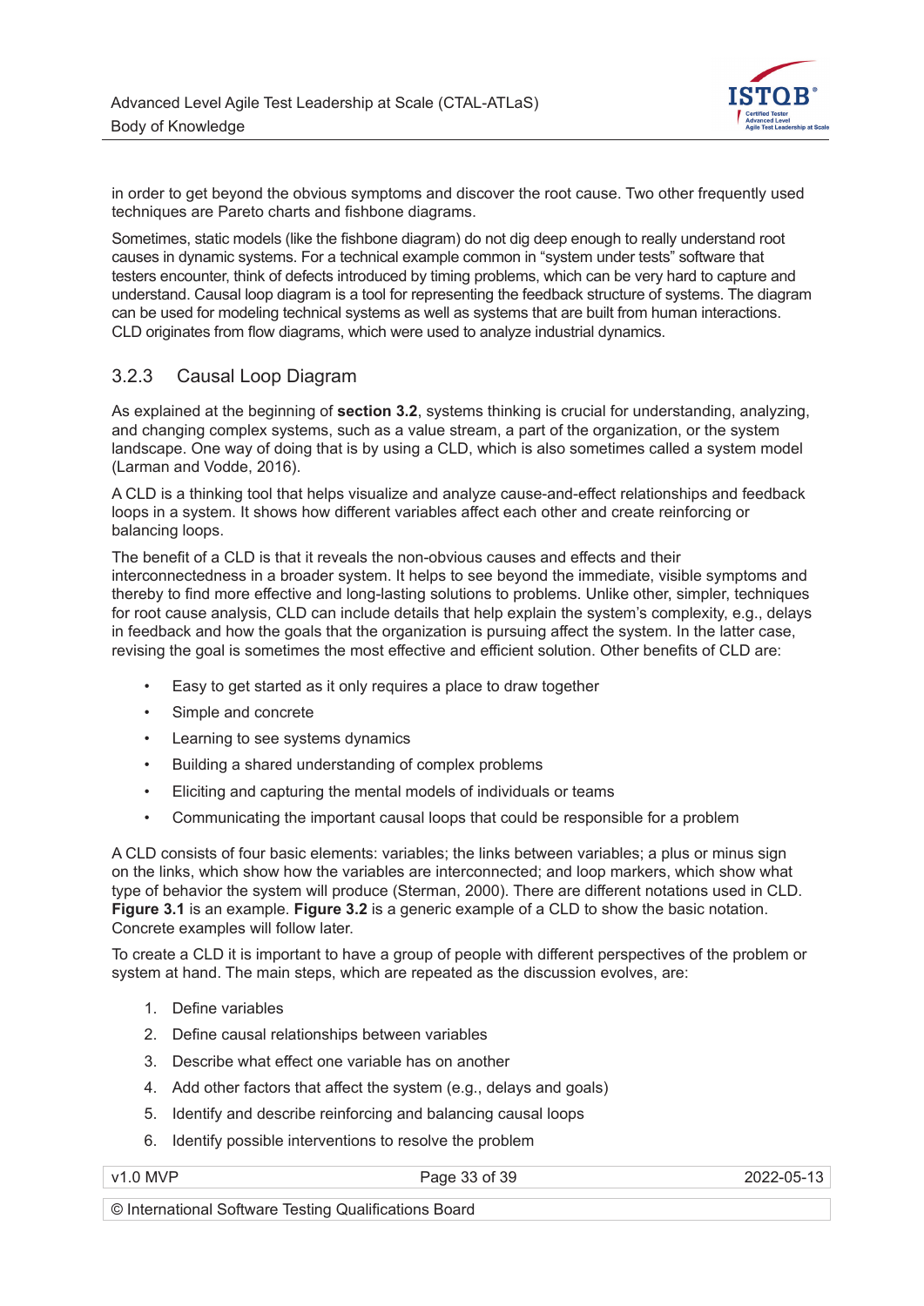in order to get beyond the obvious symptoms and discover the root cause. Two other frequently used techniques are Pareto charts and fishbone diagrams.

Sometimes, static models (like the fishbone diagram) do not dig deep enough to really understand root causes in dynamic systems. For a technical example common in “system under tests” software that testers encounter, think of defects introduced by timing problems, which can be very hard to capture and understand. Causal loop diagram is a tool for representing the feedback structure of systems. The diagram can be used for modeling technical systems as well as systems that are built from human interactions. CLD originates from flow diagrams, which were used to analyze industrial dynamics.

### 3.2.3 Causal Loop Diagram

As explained at the beginning of **section 3.2**, systems thinking is crucial for understanding, analyzing, and changing complex systems, such as a value stream, a part of the organization, or the system landscape. One way of doing that is by using a CLD, which is also sometimes called a system model (Larman and Vodde, 2016).

A CLD is a thinking tool that helps visualize and analyze cause-and-effect relationships and feedback loops in a system. It shows how different variables affect each other and create reinforcing or balancing loops.

The benefit of a CLD is that it reveals the non-obvious causes and effects and their interconnectedness in a broader system. It helps to see beyond the immediate, visible symptoms and thereby to find more effective and long-lasting solutions to problems. Unlike other, simpler, techniques for root cause analysis, CLD can include details that help explain the system’s complexity, e.g., delays in feedback and how the goals that the organization is pursuing affect the system. In the latter case, revising the goal is sometimes the most effective and efficient solution. Other benefits of CLD are:

- Easy to get started as it only requires a place to draw together
- Simple and concrete
- Learning to see systems dynamics
- Building a shared understanding of complex problems
- Eliciting and capturing the mental models of individuals or teams
- Communicating the important causal loops that could be responsible for a problem

A CLD consists of four basic elements: variables; the links between variables; a plus or minus sign on the links, which show how the variables are interconnected; and loop markers, which show what type of behavior the system will produce (Sterman, 2000). There are different notations used in CLD. **Figure 3.1** is an example. **Figure 3.2** is a generic example of a CLD to show the basic notation. Concrete examples will follow later.

To create a CLD it is important to have a group of people with different perspectives of the problem or system at hand. The main steps, which are repeated as the discussion evolves, are:

1. Define variables
2. Define causal relationships between variables
3. Describe what effect one variable has on another
4. Add other factors that affect the system (e.g., delays and goals)
5. Identify and describe reinforcing and balancing causal loops
6. Identify possible interventions to resolve the problem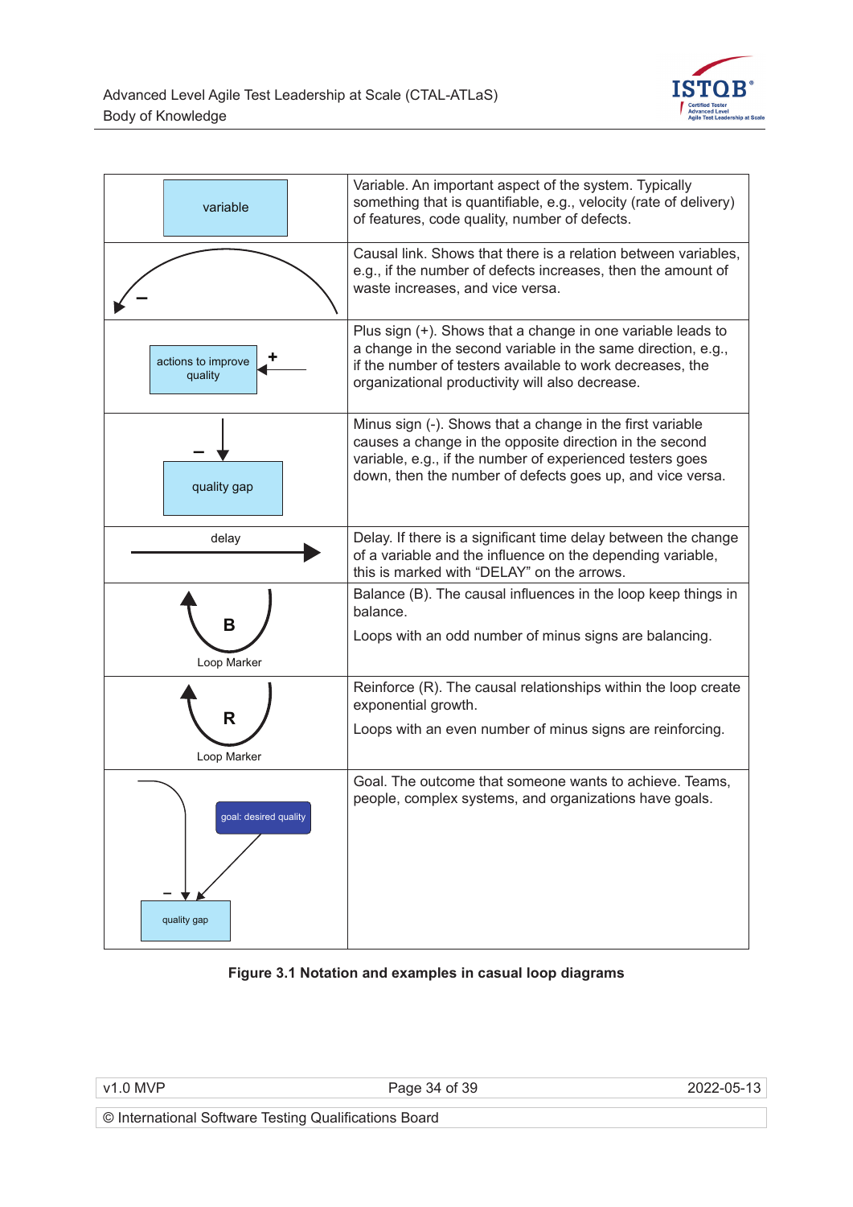| | |
|---|---|
| variable | Variable. An important aspect of the system. Typically something that is quantifiable, e.g., velocity (rate of delivery) of features, code quality, number of defects. |
| – | Causal link. Shows that there is a relation between variables, e.g., if the number of defects increases, then the amount of waste increases, and vice versa. |
| actions to improve quality + | Plus sign (+). Shows that a change in one variable leads to a change in the second variable in the same direction, e.g., if the number of testers available to work decreases, the organizational productivity will also decrease. |
| – quality gap | Minus sign (-). Shows that a change in the first variable causes a change in the opposite direction in the second variable, e.g., if the number of experienced testers goes down, then the number of defects goes up, and vice versa. |
| delay | Delay. If there is a significant time delay between the change of a variable and the influence on the depending variable, this is marked with "DELAY" on the arrows. |
| B Loop Marker | Balance (B). The causal influences in the loop keep things in balance.<br><br>Loops with an odd number of minus signs are balancing. |
| R Loop Marker | Reinforce (R). The causal relationships within the loop create exponential growth.<br><br>Loops with an even number of minus signs are reinforcing. |
| goal: desired quality – quality gap | Goal. The outcome that someone wants to achieve. Teams, people, complex systems, and organizations have goals. |

**Figure 3.1 Notation and examples in casual loop diagrams**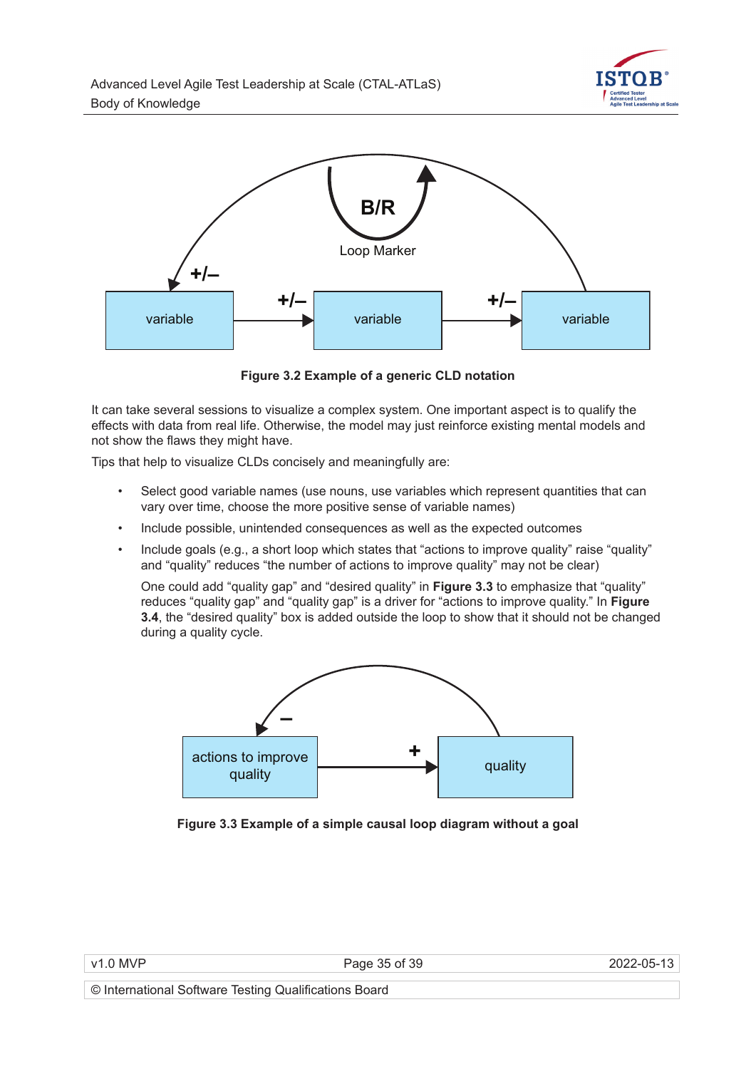**Figure 3.2 Example of a generic CLD notation**

It can take several sessions to visualize a complex system. One important aspect is to qualify the effects with data from real life. Otherwise, the model may just reinforce existing mental models and not show the flaws they might have.

Tips that help to visualize CLDs concisely and meaningfully are:

- Select good variable names (use nouns, use variables which represent quantities that can vary over time, choose the more positive sense of variable names)
- Include possible, unintended consequences as well as the expected outcomes
- Include goals (e.g., a short loop which states that “actions to improve quality” raise “quality” and “quality” reduces “the number of actions to improve quality” may not be clear)

  One could add “quality gap” and “desired quality” in **Figure 3.3** to emphasize that “quality” reduces “quality gap” and “quality gap” is a driver for “actions to improve quality.” In **Figure 3.4**, the “desired quality” box is added outside the loop to show that it should not be changed during a quality cycle.

**Figure 3.3 Example of a simple causal loop diagram without a goal**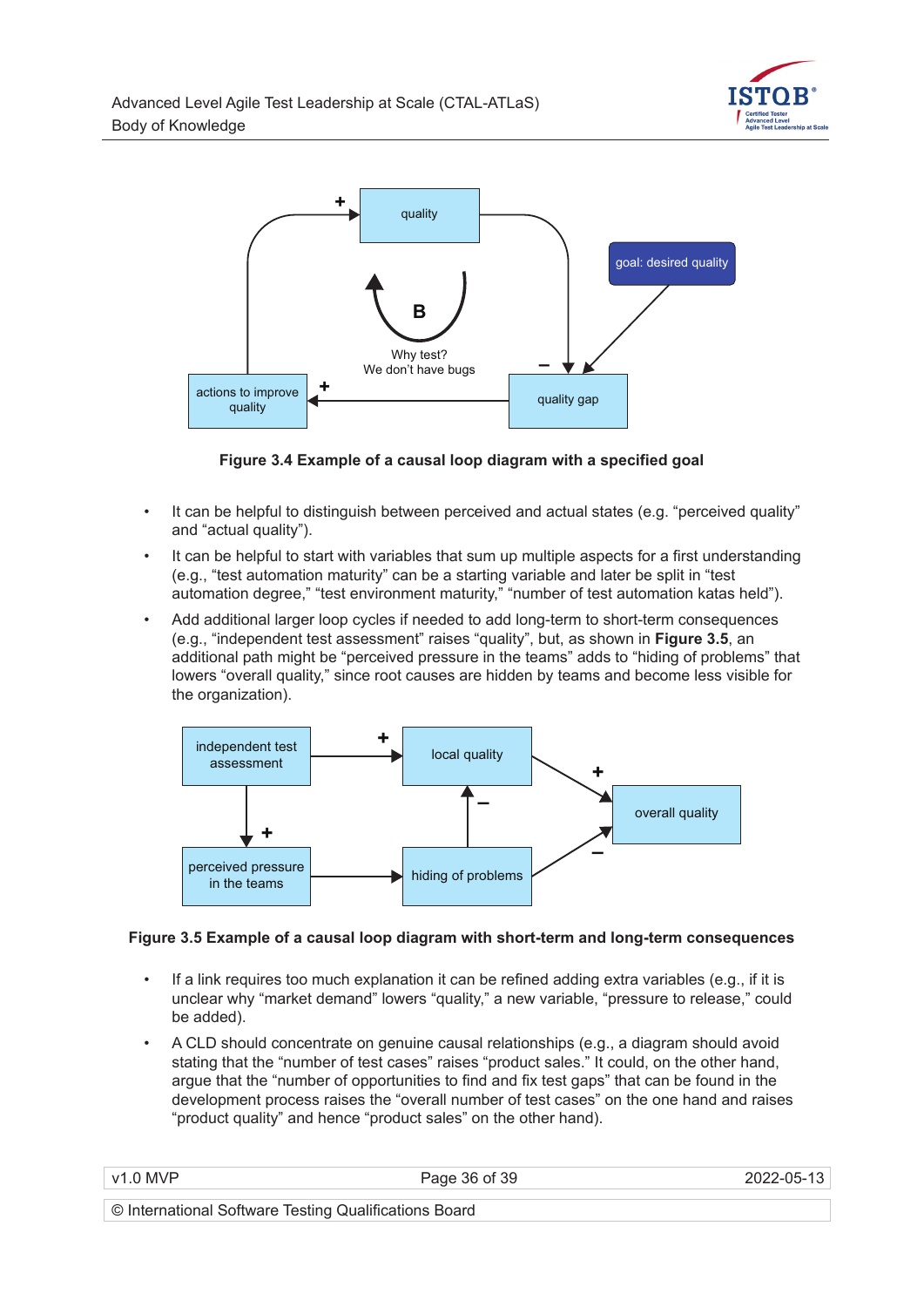Figure 3.4 Example of a causal loop diagram with a specified goal

- It can be helpful to distinguish between perceived and actual states (e.g. "perceived quality" and "actual quality").
- It can be helpful to start with variables that sum up multiple aspects for a first understanding (e.g., "test automation maturity" can be a starting variable and later be split in "test automation degree," "test environment maturity," "number of test automation katas held").
- Add additional larger loop cycles if needed to add long-term to short-term consequences (e.g., "independent test assessment" raises "quality", but, as shown in **Figure 3.5**, an additional path might be "perceived pressure in the teams" adds to "hiding of problems" that lowers "overall quality," since root causes are hidden by teams and become less visible for the organization).

Figure 3.5 Example of a causal loop diagram with short-term and long-term consequences

- If a link requires too much explanation it can be refined adding extra variables (e.g., if it is unclear why "market demand" lowers "quality," a new variable, "pressure to release," could be added).
- A CLD should concentrate on genuine causal relationships (e.g., a diagram should avoid stating that the "number of test cases" raises "product sales." It could, on the other hand, argue that the "number of opportunities to find and fix test gaps" that can be found in the development process raises the "overall number of test cases" on the one hand and raises "product quality" and hence "product sales" on the other hand).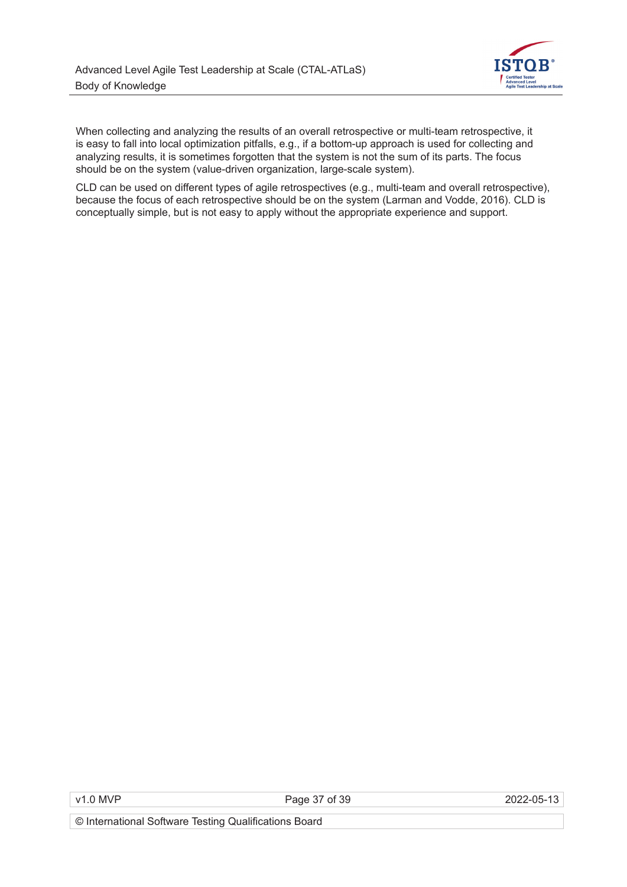When collecting and analyzing the results of an overall retrospective or multi-team retrospective, it is easy to fall into local optimization pitfalls, e.g., if a bottom-up approach is used for collecting and analyzing results, it is sometimes forgotten that the system is not the sum of its parts. The focus should be on the system (value-driven organization, large-scale system).

CLD can be used on different types of agile retrospectives (e.g., multi-team and overall retrospective), because the focus of each retrospective should be on the system (Larman and Vodde, 2016). CLD is conceptually simple, but is not easy to apply without the appropriate experience and support.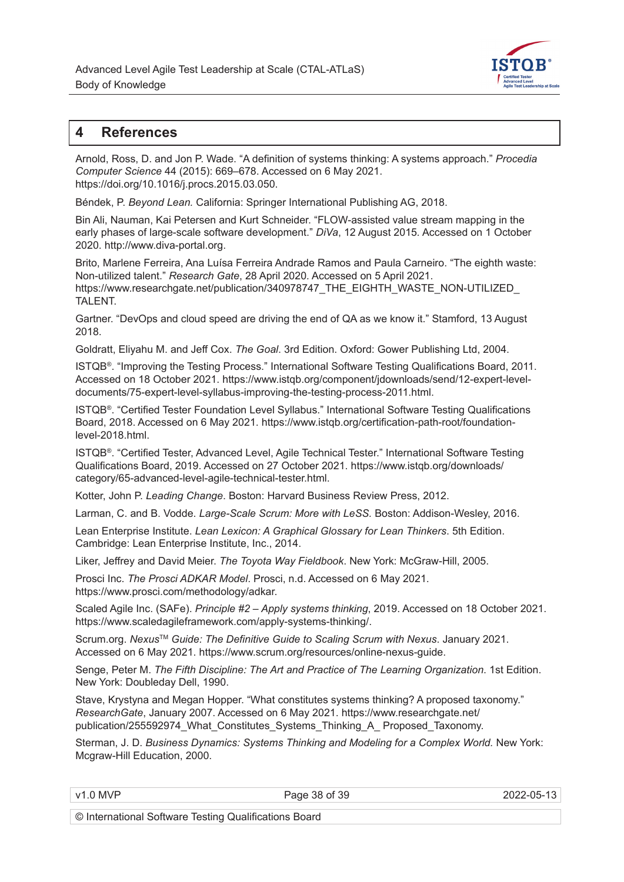# 4 References

Arnold, Ross, D. and Jon P. Wade. “A definition of systems thinking: A systems approach.” *Procedia Computer Science* 44 (2015): 669–678. Accessed on 6 May 2021. https://doi.org/10.1016/j.procs.2015.03.050.

Béndek, P. *Beyond Lean.* California: Springer International Publishing AG, 2018.

Bin Ali, Nauman, Kai Petersen and Kurt Schneider. “FLOW-assisted value stream mapping in the early phases of large-scale software development.” *DiVa*, 12 August 2015. Accessed on 1 October 2020. http://www.diva-portal.org.

Brito, Marlene Ferreira, Ana Luísa Ferreira Andrade Ramos and Paula Carneiro. “The eighth waste: Non-utilized talent.” *Research Gate*, 28 April 2020. Accessed on 5 April 2021. https://www.researchgate.net/publication/340978747_THE_EIGHTH_WASTE_NON-UTILIZED_TALENT.

Gartner. “DevOps and cloud speed are driving the end of QA as we know it.” Stamford, 13 August 2018.

Goldratt, Eliyahu M. and Jeff Cox. *The Goal*. 3rd Edition. Oxford: Gower Publishing Ltd, 2004.

ISTQB®. “Improving the Testing Process.” International Software Testing Qualifications Board, 2011. Accessed on 18 October 2021. https://www.istqb.org/component/jdownloads/send/12-expert-level-documents/75-expert-level-syllabus-improving-the-testing-process-2011.html.

ISTQB®. “Certified Tester Foundation Level Syllabus.” International Software Testing Qualifications Board, 2018. Accessed on 6 May 2021. https://www.istqb.org/certification-path-root/foundation-level-2018.html.

ISTQB®. “Certified Tester, Advanced Level, Agile Technical Tester.” International Software Testing Qualifications Board, 2019. Accessed on 27 October 2021. https://www.istqb.org/downloads/category/65-advanced-level-agile-technical-tester.html.

Kotter, John P. *Leading Change*. Boston: Harvard Business Review Press, 2012.

Larman, C. and B. Vodde. *Large-Scale Scrum: More with LeSS.* Boston: Addison-Wesley, 2016.

Lean Enterprise Institute. *Lean Lexicon: A Graphical Glossary for Lean Thinkers*. 5th Edition. Cambridge: Lean Enterprise Institute, Inc., 2014.

Liker, Jeffrey and David Meier. *The Toyota Way Fieldbook*. New York: McGraw-Hill, 2005.

Prosci Inc. *The Prosci ADKAR Model*. Prosci, n.d. Accessed on 6 May 2021. https://www.prosci.com/methodology/adkar.

Scaled Agile Inc. (SAFe). *Principle #2 – Apply systems thinking*, 2019. Accessed on 18 October 2021. https://www.scaledagileframework.com/apply-systems-thinking/.

Scrum.org. *Nexus™ Guide: The Definitive Guide to Scaling Scrum with Nexus*. January 2021. Accessed on 6 May 2021. https://www.scrum.org/resources/online-nexus-guide.

Senge, Peter M. *The Fifth Discipline: The Art and Practice of The Learning Organization.* 1st Edition. New York: Doubleday Dell, 1990.

Stave, Krystyna and Megan Hopper. “What constitutes systems thinking? A proposed taxonomy.” *ResearchGate*, January 2007. Accessed on 6 May 2021. https://www.researchgate.net/publication/255592974_What_Constitutes_Systems_Thinking_A_ Proposed_Taxonomy.

Sterman, J. D. *Business Dynamics: Systems Thinking and Modeling for a Complex World.* New York: Mcgraw-Hill Education, 2000.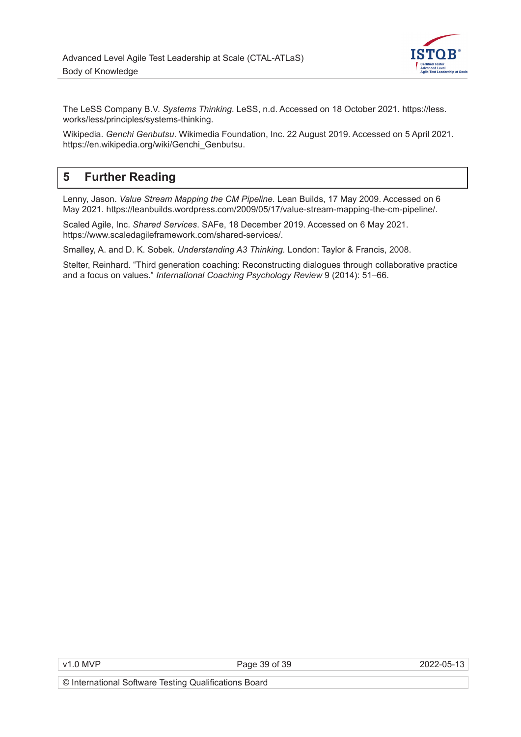The LeSS Company B.V. *Systems Thinking*. LeSS, n.d. Accessed on 18 October 2021. https://less.works/less/principles/systems-thinking.

Wikipedia. *Genchi Genbutsu*. Wikimedia Foundation, Inc. 22 August 2019. Accessed on 5 April 2021. https://en.wikipedia.org/wiki/Genchi_Genbutsu.

# 5 Further Reading

Lenny, Jason. *Value Stream Mapping the CM Pipeline*. Lean Builds, 17 May 2009. Accessed on 6 May 2021. https://leanbuilds.wordpress.com/2009/05/17/value-stream-mapping-the-cm-pipeline/.

Scaled Agile, Inc. *Shared Services*. SAFe, 18 December 2019. Accessed on 6 May 2021. https://www.scaledagileframework.com/shared-services/.

Smalley, A. and D. K. Sobek. *Understanding A3 Thinking*. London: Taylor & Francis, 2008.

Stelter, Reinhard. "Third generation coaching: Reconstructing dialogues through collaborative practice and a focus on values." *International Coaching Psychology Review* 9 (2014): 51–66.